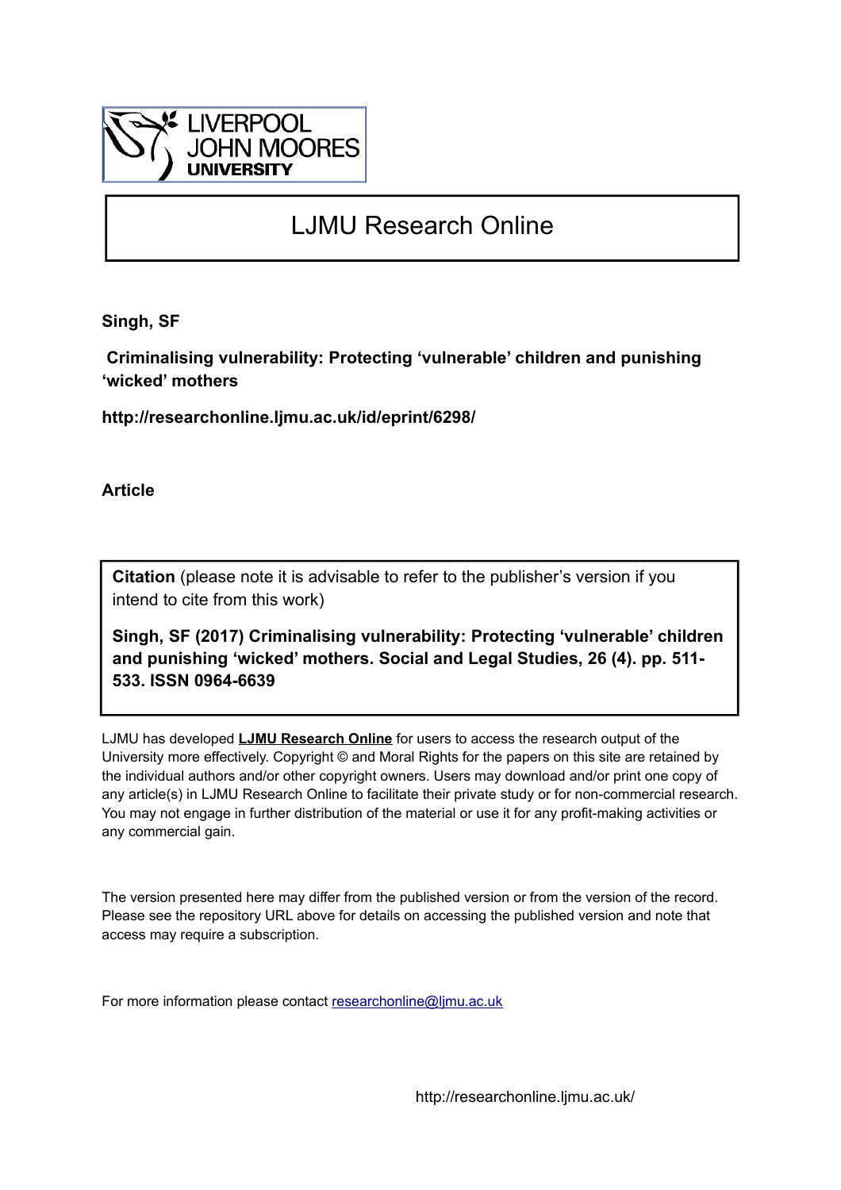LIVERPOOL JOHN MOORES UNIVERSITY

# LJMU Research Online

**Singh, SF**

**Criminalising vulnerability: Protecting 'vulnerable' children and punishing 'wicked' mothers**

**http://researchonline.ljmu.ac.uk/id/eprint/6298/**

**Article**

**Citation** (please note it is advisable to refer to the publisher's version if you intend to cite from this work)

**Singh, SF (2017) Criminalising vulnerability: Protecting 'vulnerable' children and punishing 'wicked' mothers. Social and Legal Studies, 26 (4). pp. 511-533. ISSN 0964-6639**

LJMU has developed **LJMU Research Online** for users to access the research output of the University more effectively. Copyright © and Moral Rights for the papers on this site are retained by the individual authors and/or other copyright owners. Users may download and/or print one copy of any article(s) in LJMU Research Online to facilitate their private study or for non-commercial research. You may not engage in further distribution of the material or use it for any profit-making activities or any commercial gain.

The version presented here may differ from the published version or from the version of the record. Please see the repository URL above for details on accessing the published version and note that access may require a subscription.

For more information please contact researchonline@ljmu.ac.uk

http://researchonline.ljmu.ac.uk/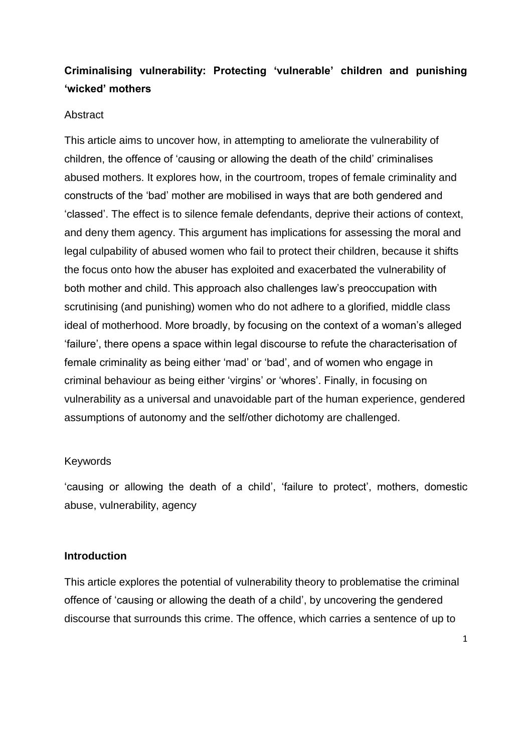**Criminalising vulnerability: Protecting 'vulnerable' children and punishing 'wicked' mothers**

Abstract

This article aims to uncover how, in attempting to ameliorate the vulnerability of children, the offence of 'causing or allowing the death of the child' criminalises abused mothers. It explores how, in the courtroom, tropes of female criminality and constructs of the 'bad' mother are mobilised in ways that are both gendered and 'classed'. The effect is to silence female defendants, deprive their actions of context, and deny them agency. This argument has implications for assessing the moral and legal culpability of abused women who fail to protect their children, because it shifts the focus onto how the abuser has exploited and exacerbated the vulnerability of both mother and child. This approach also challenges law's preoccupation with scrutinising (and punishing) women who do not adhere to a glorified, middle class ideal of motherhood. More broadly, by focusing on the context of a woman's alleged 'failure', there opens a space within legal discourse to refute the characterisation of female criminality as being either 'mad' or 'bad', and of women who engage in criminal behaviour as being either 'virgins' or 'whores'. Finally, in focusing on vulnerability as a universal and unavoidable part of the human experience, gendered assumptions of autonomy and the self/other dichotomy are challenged.

Keywords

'causing or allowing the death of a child', 'failure to protect', mothers, domestic abuse, vulnerability, agency

**Introduction**

This article explores the potential of vulnerability theory to problematise the criminal offence of 'causing or allowing the death of a child', by uncovering the gendered discourse that surrounds this crime. The offence, which carries a sentence of up to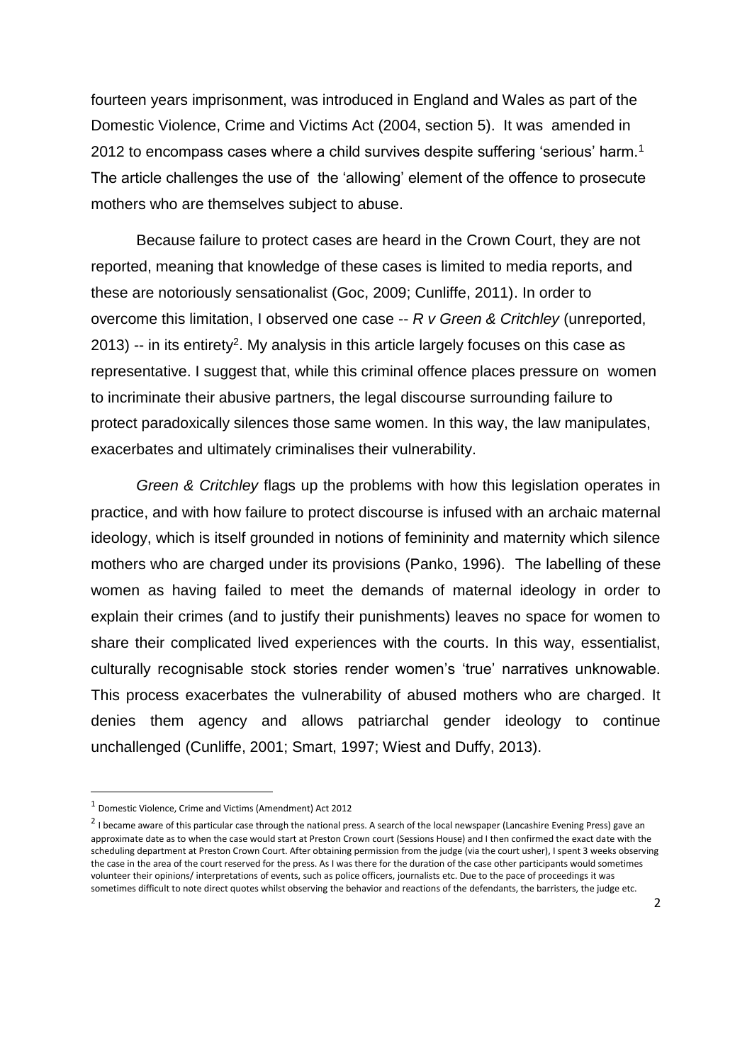fourteen years imprisonment, was introduced in England and Wales as part of the Domestic Violence, Crime and Victims Act (2004, section 5). It was amended in 2012 to encompass cases where a child survives despite suffering 'serious' harm.[1] The article challenges the use of the 'allowing' element of the offence to prosecute mothers who are themselves subject to abuse.

Because failure to protect cases are heard in the Crown Court, they are not reported, meaning that knowledge of these cases is limited to media reports, and these are notoriously sensationalist (Goc, 2009; Cunliffe, 2011). In order to overcome this limitation, I observed one case -- *R v Green & Critchley* (unreported, 2013) -- in its entirety[2]. My analysis in this article largely focuses on this case as representative. I suggest that, while this criminal offence places pressure on women to incriminate their abusive partners, the legal discourse surrounding failure to protect paradoxically silences those same women. In this way, the law manipulates, exacerbates and ultimately criminalises their vulnerability.

*Green & Critchley* flags up the problems with how this legislation operates in practice, and with how failure to protect discourse is infused with an archaic maternal ideology, which is itself grounded in notions of femininity and maternity which silence mothers who are charged under its provisions (Panko, 1996). The labelling of these women as having failed to meet the demands of maternal ideology in order to explain their crimes (and to justify their punishments) leaves no space for women to share their complicated lived experiences with the courts. In this way, essentialist, culturally recognisable stock stories render women's 'true' narratives unknowable. This process exacerbates the vulnerability of abused mothers who are charged. It denies them agency and allows patriarchal gender ideology to continue unchallenged (Cunliffe, 2001; Smart, 1997; Wiest and Duffy, 2013).

[1] Domestic Violence, Crime and Victims (Amendment) Act 2012

[2] I became aware of this particular case through the national press. A search of the local newspaper (Lancashire Evening Press) gave an approximate date as to when the case would start at Preston Crown court (Sessions House) and I then confirmed the exact date with the scheduling department at Preston Crown Court. After obtaining permission from the judge (via the court usher), I spent 3 weeks observing the case in the area of the court reserved for the press. As I was there for the duration of the case other participants would sometimes volunteer their opinions/ interpretations of events, such as police officers, journalists etc. Due to the pace of proceedings it was sometimes difficult to note direct quotes whilst observing the behavior and reactions of the defendants, the barristers, the judge etc.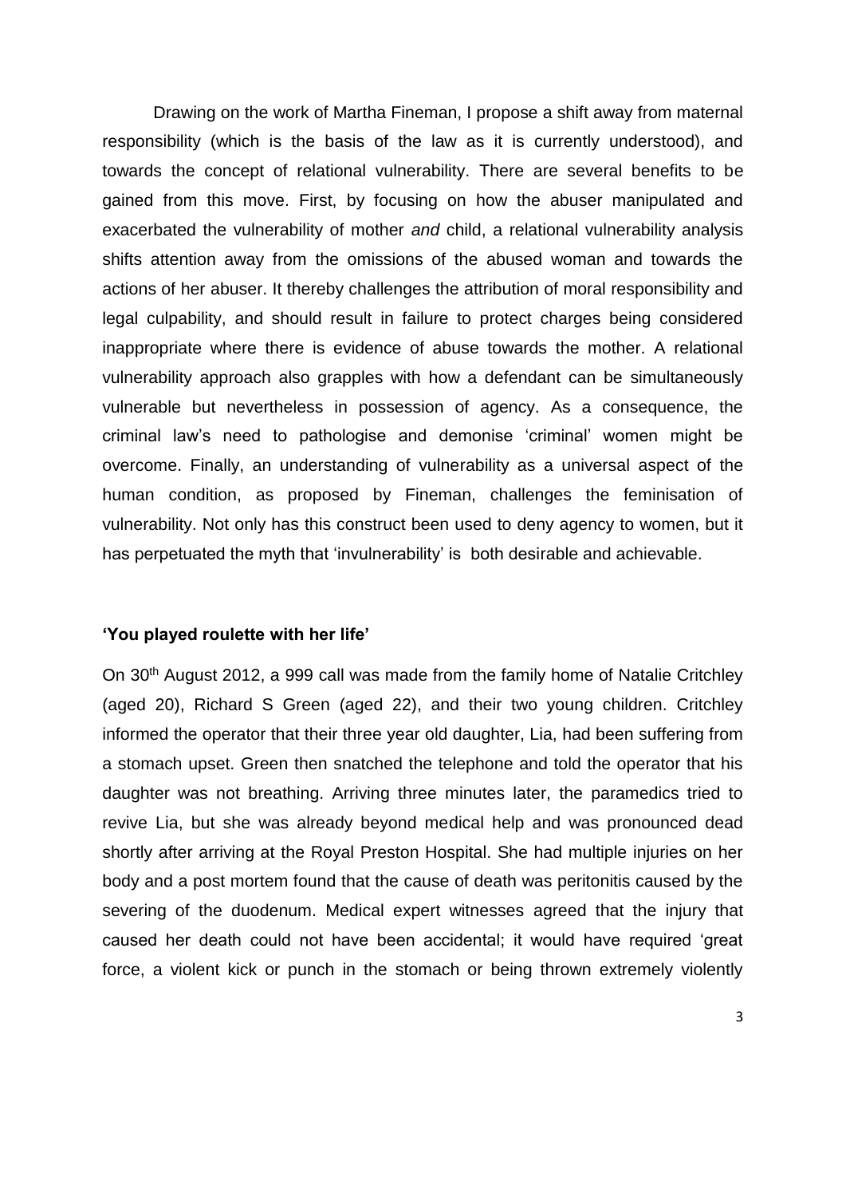Drawing on the work of Martha Fineman, I propose a shift away from maternal responsibility (which is the basis of the law as it is currently understood), and towards the concept of relational vulnerability. There are several benefits to be gained from this move. First, by focusing on how the abuser manipulated and exacerbated the vulnerability of mother *and* child, a relational vulnerability analysis shifts attention away from the omissions of the abused woman and towards the actions of her abuser. It thereby challenges the attribution of moral responsibility and legal culpability, and should result in failure to protect charges being considered inappropriate where there is evidence of abuse towards the mother. A relational vulnerability approach also grapples with how a defendant can be simultaneously vulnerable but nevertheless in possession of agency. As a consequence, the criminal law's need to pathologise and demonise 'criminal' women might be overcome. Finally, an understanding of vulnerability as a universal aspect of the human condition, as proposed by Fineman, challenges the feminisation of vulnerability. Not only has this construct been used to deny agency to women, but it has perpetuated the myth that 'invulnerability' is both desirable and achievable.

### 'You played roulette with her life'

On 30th August 2012, a 999 call was made from the family home of Natalie Critchley (aged 20), Richard S Green (aged 22), and their two young children. Critchley informed the operator that their three year old daughter, Lia, had been suffering from a stomach upset. Green then snatched the telephone and told the operator that his daughter was not breathing. Arriving three minutes later, the paramedics tried to revive Lia, but she was already beyond medical help and was pronounced dead shortly after arriving at the Royal Preston Hospital. She had multiple injuries on her body and a post mortem found that the cause of death was peritonitis caused by the severing of the duodenum. Medical expert witnesses agreed that the injury that caused her death could not have been accidental; it would have required 'great force, a violent kick or punch in the stomach or being thrown extremely violently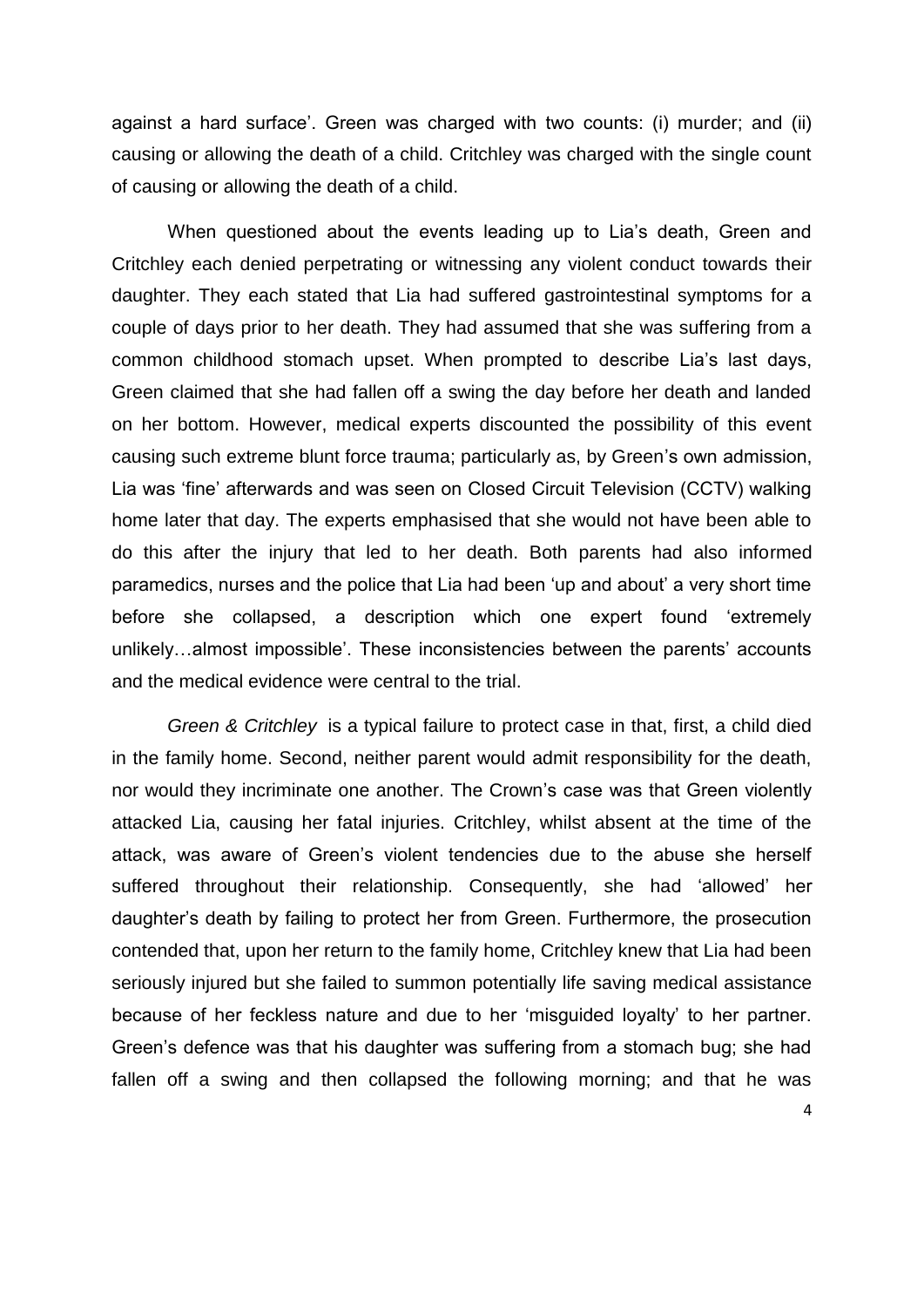against a hard surface'. Green was charged with two counts: (i) murder; and (ii) causing or allowing the death of a child. Critchley was charged with the single count of causing or allowing the death of a child.

When questioned about the events leading up to Lia's death, Green and Critchley each denied perpetrating or witnessing any violent conduct towards their daughter. They each stated that Lia had suffered gastrointestinal symptoms for a couple of days prior to her death. They had assumed that she was suffering from a common childhood stomach upset. When prompted to describe Lia's last days, Green claimed that she had fallen off a swing the day before her death and landed on her bottom. However, medical experts discounted the possibility of this event causing such extreme blunt force trauma; particularly as, by Green's own admission, Lia was 'fine' afterwards and was seen on Closed Circuit Television (CCTV) walking home later that day. The experts emphasised that she would not have been able to do this after the injury that led to her death. Both parents had also informed paramedics, nurses and the police that Lia had been 'up and about' a very short time before she collapsed, a description which one expert found 'extremely unlikely…almost impossible'. These inconsistencies between the parents' accounts and the medical evidence were central to the trial.

*Green & Critchley* is a typical failure to protect case in that, first, a child died in the family home. Second, neither parent would admit responsibility for the death, nor would they incriminate one another. The Crown's case was that Green violently attacked Lia, causing her fatal injuries. Critchley, whilst absent at the time of the attack, was aware of Green's violent tendencies due to the abuse she herself suffered throughout their relationship. Consequently, she had 'allowed' her daughter's death by failing to protect her from Green. Furthermore, the prosecution contended that, upon her return to the family home, Critchley knew that Lia had been seriously injured but she failed to summon potentially life saving medical assistance because of her feckless nature and due to her 'misguided loyalty' to her partner. Green's defence was that his daughter was suffering from a stomach bug; she had fallen off a swing and then collapsed the following morning; and that he was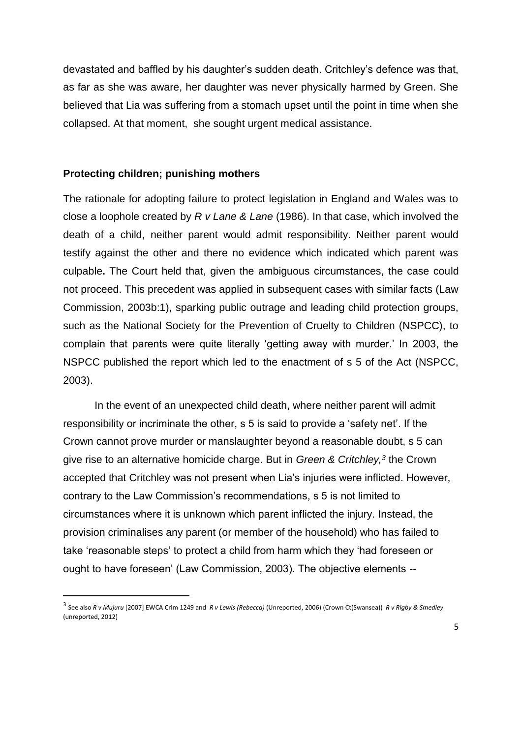devastated and baffled by his daughter's sudden death. Critchley's defence was that, as far as she was aware, her daughter was never physically harmed by Green. She believed that Lia was suffering from a stomach upset until the point in time when she collapsed. At that moment, she sought urgent medical assistance.

**Protecting children; punishing mothers**

The rationale for adopting failure to protect legislation in England and Wales was to close a loophole created by *R v Lane & Lane* (1986). In that case, which involved the death of a child, neither parent would admit responsibility. Neither parent would testify against the other and there no evidence which indicated which parent was culpable**.** The Court held that, given the ambiguous circumstances, the case could not proceed. This precedent was applied in subsequent cases with similar facts (Law Commission, 2003b:1), sparking public outrage and leading child protection groups, such as the National Society for the Prevention of Cruelty to Children (NSPCC), to complain that parents were quite literally 'getting away with murder.' In 2003, the NSPCC published the report which led to the enactment of s 5 of the Act (NSPCC, 2003).

In the event of an unexpected child death, where neither parent will admit responsibility or incriminate the other, s 5 is said to provide a 'safety net'. If the Crown cannot prove murder or manslaughter beyond a reasonable doubt, s 5 can give rise to an alternative homicide charge. But in *Green & Critchley,*[3] the Crown accepted that Critchley was not present when Lia's injuries were inflicted. However, contrary to the Law Commission's recommendations, s 5 is not limited to circumstances where it is unknown which parent inflicted the injury. Instead, the provision criminalises any parent (or member of the household) who has failed to take 'reasonable steps' to protect a child from harm which they 'had foreseen or ought to have foreseen' (Law Commission, 2003). The objective elements --

[3] See also *R v Mujuru* [2007] EWCA Crim 1249 and *R v Lewis (Rebecca)* (Unreported, 2006) (Crown Ct(Swansea)) *R v Rigby & Smedley* (unreported, 2012)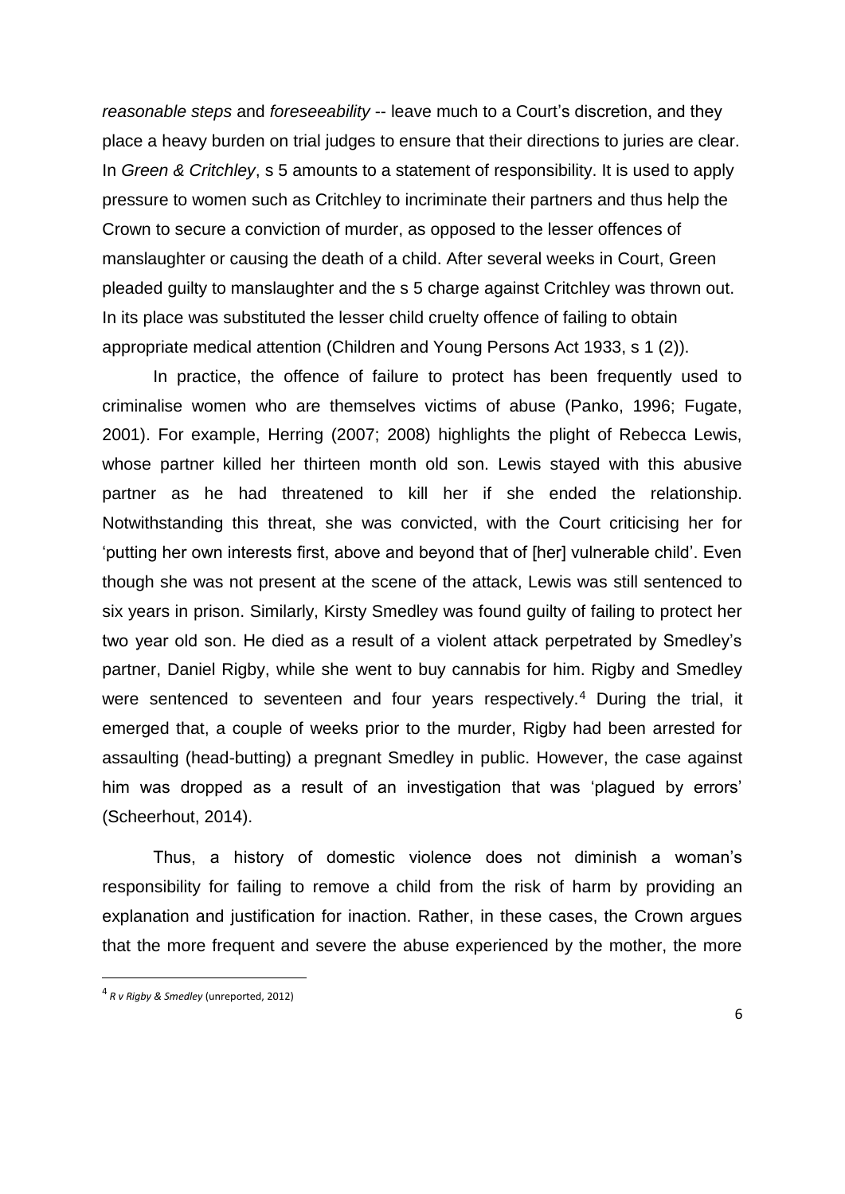*reasonable steps* and *foreseeability* -- leave much to a Court's discretion, and they place a heavy burden on trial judges to ensure that their directions to juries are clear. In *Green & Critchley*, s 5 amounts to a statement of responsibility. It is used to apply pressure to women such as Critchley to incriminate their partners and thus help the Crown to secure a conviction of murder, as opposed to the lesser offences of manslaughter or causing the death of a child. After several weeks in Court, Green pleaded guilty to manslaughter and the s 5 charge against Critchley was thrown out. In its place was substituted the lesser child cruelty offence of failing to obtain appropriate medical attention (Children and Young Persons Act 1933, s 1 (2)).

In practice, the offence of failure to protect has been frequently used to criminalise women who are themselves victims of abuse (Panko, 1996; Fugate, 2001). For example, Herring (2007; 2008) highlights the plight of Rebecca Lewis, whose partner killed her thirteen month old son. Lewis stayed with this abusive partner as he had threatened to kill her if she ended the relationship. Notwithstanding this threat, she was convicted, with the Court criticising her for 'putting her own interests first, above and beyond that of [her] vulnerable child'. Even though she was not present at the scene of the attack, Lewis was still sentenced to six years in prison. Similarly, Kirsty Smedley was found guilty of failing to protect her two year old son. He died as a result of a violent attack perpetrated by Smedley's partner, Daniel Rigby, while she went to buy cannabis for him. Rigby and Smedley were sentenced to seventeen and four years respectively.[4] During the trial, it emerged that, a couple of weeks prior to the murder, Rigby had been arrested for assaulting (head-butting) a pregnant Smedley in public. However, the case against him was dropped as a result of an investigation that was 'plagued by errors' (Scheerhout, 2014).

Thus, a history of domestic violence does not diminish a woman's responsibility for failing to remove a child from the risk of harm by providing an explanation and justification for inaction. Rather, in these cases, the Crown argues that the more frequent and severe the abuse experienced by the mother, the more

---

[4] *R v Rigby & Smedley* (unreported, 2012)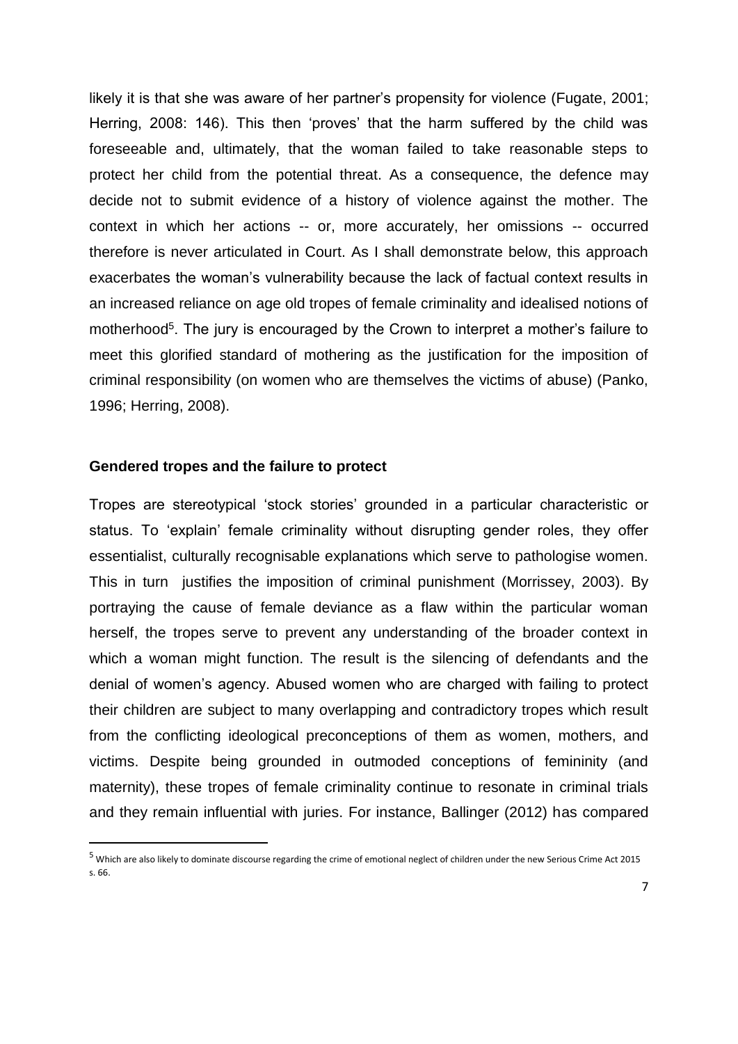likely it is that she was aware of her partner's propensity for violence (Fugate, 2001; Herring, 2008: 146). This then 'proves' that the harm suffered by the child was foreseeable and, ultimately, that the woman failed to take reasonable steps to protect her child from the potential threat. As a consequence, the defence may decide not to submit evidence of a history of violence against the mother. The context in which her actions -- or, more accurately, her omissions -- occurred therefore is never articulated in Court. As I shall demonstrate below, this approach exacerbates the woman's vulnerability because the lack of factual context results in an increased reliance on age old tropes of female criminality and idealised notions of motherhood[5]. The jury is encouraged by the Crown to interpret a mother's failure to meet this glorified standard of mothering as the justification for the imposition of criminal responsibility (on women who are themselves the victims of abuse) (Panko, 1996; Herring, 2008).

**Gendered tropes and the failure to protect**

Tropes are stereotypical 'stock stories' grounded in a particular characteristic or status. To 'explain' female criminality without disrupting gender roles, they offer essentialist, culturally recognisable explanations which serve to pathologise women. This in turn justifies the imposition of criminal punishment (Morrissey, 2003). By portraying the cause of female deviance as a flaw within the particular woman herself, the tropes serve to prevent any understanding of the broader context in which a woman might function. The result is the silencing of defendants and the denial of women's agency. Abused women who are charged with failing to protect their children are subject to many overlapping and contradictory tropes which result from the conflicting ideological preconceptions of them as women, mothers, and victims. Despite being grounded in outmoded conceptions of femininity (and maternity), these tropes of female criminality continue to resonate in criminal trials and they remain influential with juries. For instance, Ballinger (2012) has compared

[5] Which are also likely to dominate discourse regarding the crime of emotional neglect of children under the new Serious Crime Act 2015 s. 66.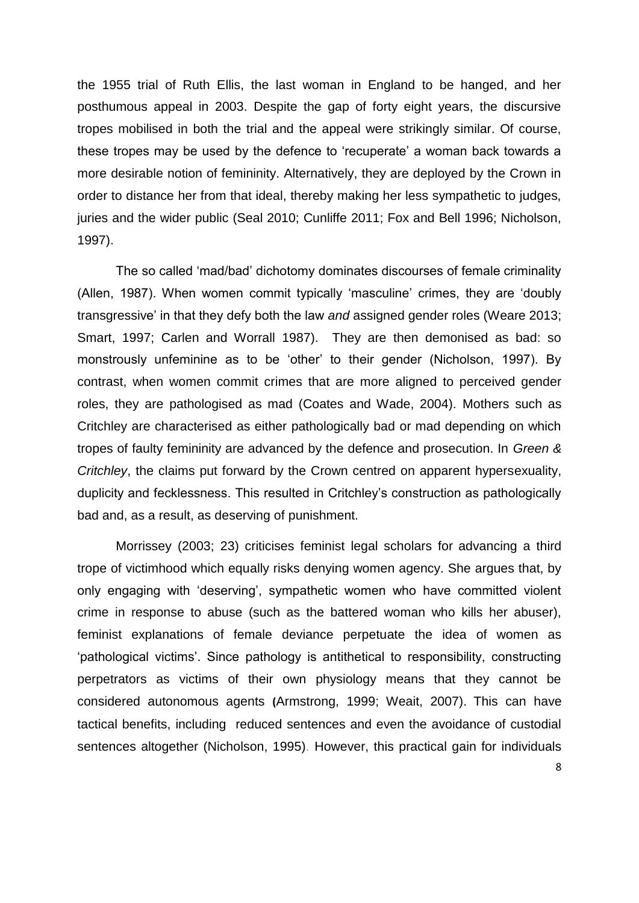the 1955 trial of Ruth Ellis, the last woman in England to be hanged, and her posthumous appeal in 2003. Despite the gap of forty eight years, the discursive tropes mobilised in both the trial and the appeal were strikingly similar. Of course, these tropes may be used by the defence to 'recuperate' a woman back towards a more desirable notion of femininity. Alternatively, they are deployed by the Crown in order to distance her from that ideal, thereby making her less sympathetic to judges, juries and the wider public (Seal 2010; Cunliffe 2011; Fox and Bell 1996; Nicholson, 1997).

The so called 'mad/bad' dichotomy dominates discourses of female criminality (Allen, 1987). When women commit typically 'masculine' crimes, they are 'doubly transgressive' in that they defy both the law *and* assigned gender roles (Weare 2013; Smart, 1997; Carlen and Worrall 1987). They are then demonised as bad: so monstrously unfeminine as to be 'other' to their gender (Nicholson, 1997). By contrast, when women commit crimes that are more aligned to perceived gender roles, they are pathologised as mad (Coates and Wade, 2004). Mothers such as Critchley are characterised as either pathologically bad or mad depending on which tropes of faulty femininity are advanced by the defence and prosecution. In *Green & Critchley*, the claims put forward by the Crown centred on apparent hypersexuality, duplicity and fecklessness. This resulted in Critchley's construction as pathologically bad and, as a result, as deserving of punishment.

Morrissey (2003; 23) criticises feminist legal scholars for advancing a third trope of victimhood which equally risks denying women agency. She argues that, by only engaging with 'deserving', sympathetic women who have committed violent crime in response to abuse (such as the battered woman who kills her abuser), feminist explanations of female deviance perpetuate the idea of women as 'pathological victims'. Since pathology is antithetical to responsibility, constructing perpetrators as victims of their own physiology means that they cannot be considered autonomous agents (Armstrong, 1999; Weait, 2007). This can have tactical benefits, including reduced sentences and even the avoidance of custodial sentences altogether (Nicholson, 1995). However, this practical gain for individuals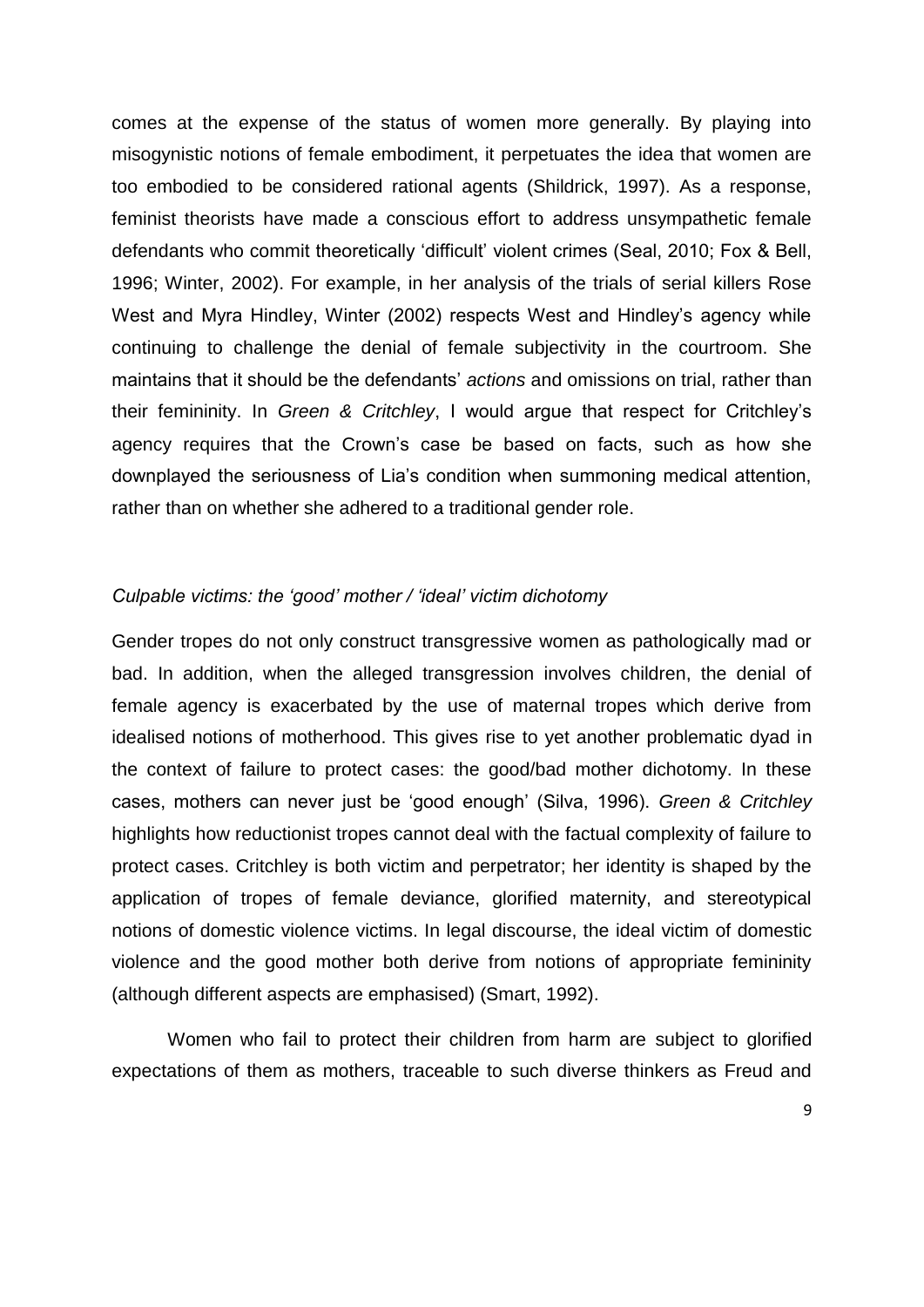comes at the expense of the status of women more generally. By playing into misogynistic notions of female embodiment, it perpetuates the idea that women are too embodied to be considered rational agents (Shildrick, 1997). As a response, feminist theorists have made a conscious effort to address unsympathetic female defendants who commit theoretically 'difficult' violent crimes (Seal, 2010; Fox & Bell, 1996; Winter, 2002). For example, in her analysis of the trials of serial killers Rose West and Myra Hindley, Winter (2002) respects West and Hindley's agency while continuing to challenge the denial of female subjectivity in the courtroom. She maintains that it should be the defendants' *actions* and omissions on trial, rather than their femininity. In *Green & Critchley*, I would argue that respect for Critchley's agency requires that the Crown's case be based on facts, such as how she downplayed the seriousness of Lia's condition when summoning medical attention, rather than on whether she adhered to a traditional gender role.

### *Culpable victims: the 'good' mother / 'ideal' victim dichotomy*

Gender tropes do not only construct transgressive women as pathologically mad or bad. In addition, when the alleged transgression involves children, the denial of female agency is exacerbated by the use of maternal tropes which derive from idealised notions of motherhood. This gives rise to yet another problematic dyad in the context of failure to protect cases: the good/bad mother dichotomy. In these cases, mothers can never just be 'good enough' (Silva, 1996). *Green & Critchley* highlights how reductionist tropes cannot deal with the factual complexity of failure to protect cases. Critchley is both victim and perpetrator; her identity is shaped by the application of tropes of female deviance, glorified maternity, and stereotypical notions of domestic violence victims. In legal discourse, the ideal victim of domestic violence and the good mother both derive from notions of appropriate femininity (although different aspects are emphasised) (Smart, 1992).

Women who fail to protect their children from harm are subject to glorified expectations of them as mothers, traceable to such diverse thinkers as Freud and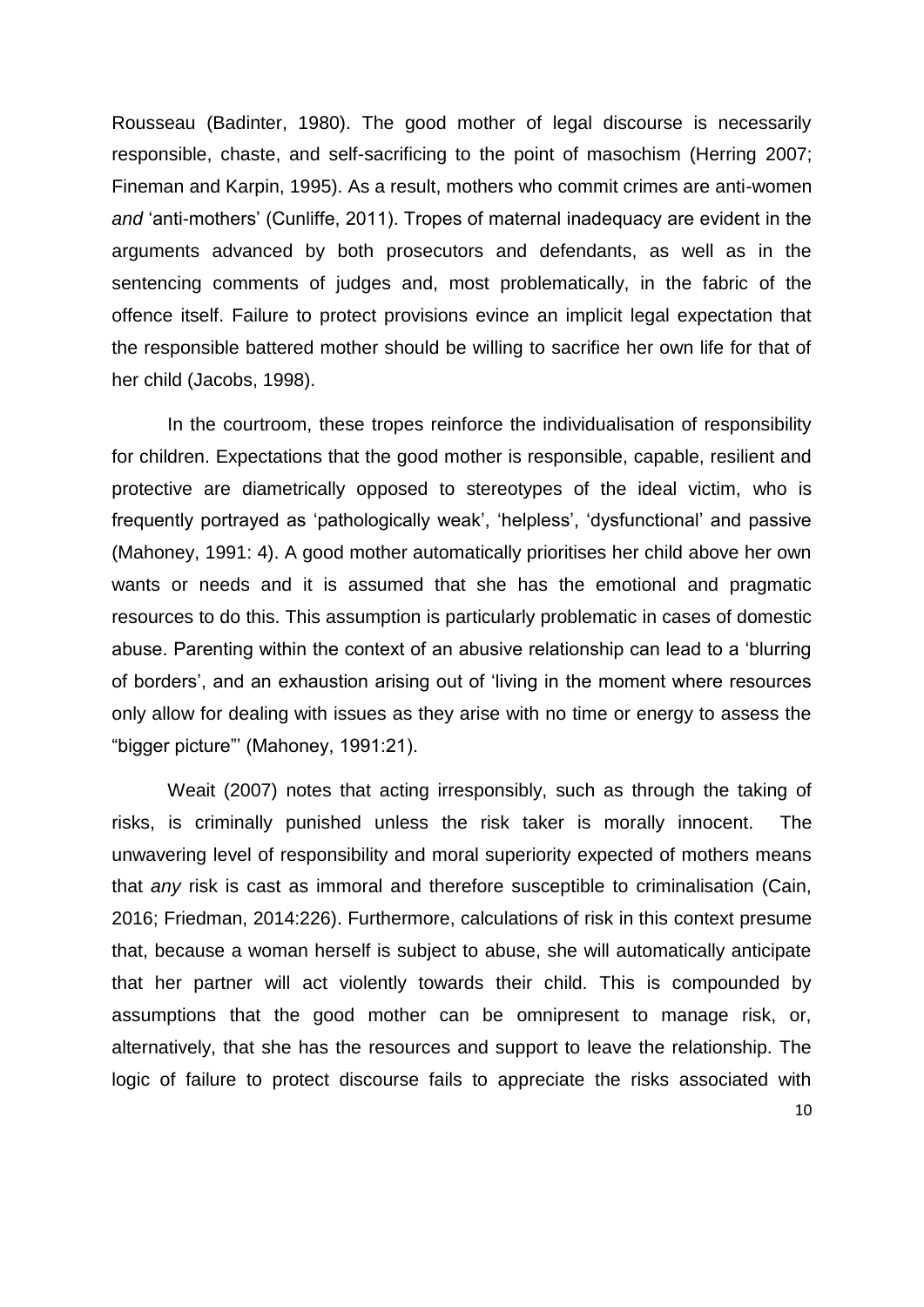Rousseau (Badinter, 1980). The good mother of legal discourse is necessarily responsible, chaste, and self-sacrificing to the point of masochism (Herring 2007; Fineman and Karpin, 1995). As a result, mothers who commit crimes are anti-women *and* 'anti-mothers' (Cunliffe, 2011). Tropes of maternal inadequacy are evident in the arguments advanced by both prosecutors and defendants, as well as in the sentencing comments of judges and, most problematically, in the fabric of the offence itself. Failure to protect provisions evince an implicit legal expectation that the responsible battered mother should be willing to sacrifice her own life for that of her child (Jacobs, 1998).

In the courtroom, these tropes reinforce the individualisation of responsibility for children. Expectations that the good mother is responsible, capable, resilient and protective are diametrically opposed to stereotypes of the ideal victim, who is frequently portrayed as 'pathologically weak', 'helpless', 'dysfunctional' and passive (Mahoney, 1991: 4). A good mother automatically prioritises her child above her own wants or needs and it is assumed that she has the emotional and pragmatic resources to do this. This assumption is particularly problematic in cases of domestic abuse. Parenting within the context of an abusive relationship can lead to a 'blurring of borders', and an exhaustion arising out of 'living in the moment where resources only allow for dealing with issues as they arise with no time or energy to assess the "bigger picture"' (Mahoney, 1991:21).

Weait (2007) notes that acting irresponsibly, such as through the taking of risks, is criminally punished unless the risk taker is morally innocent. The unwavering level of responsibility and moral superiority expected of mothers means that *any* risk is cast as immoral and therefore susceptible to criminalisation (Cain, 2016; Friedman, 2014:226). Furthermore, calculations of risk in this context presume that, because a woman herself is subject to abuse, she will automatically anticipate that her partner will act violently towards their child. This is compounded by assumptions that the good mother can be omnipresent to manage risk, or, alternatively, that she has the resources and support to leave the relationship. The logic of failure to protect discourse fails to appreciate the risks associated with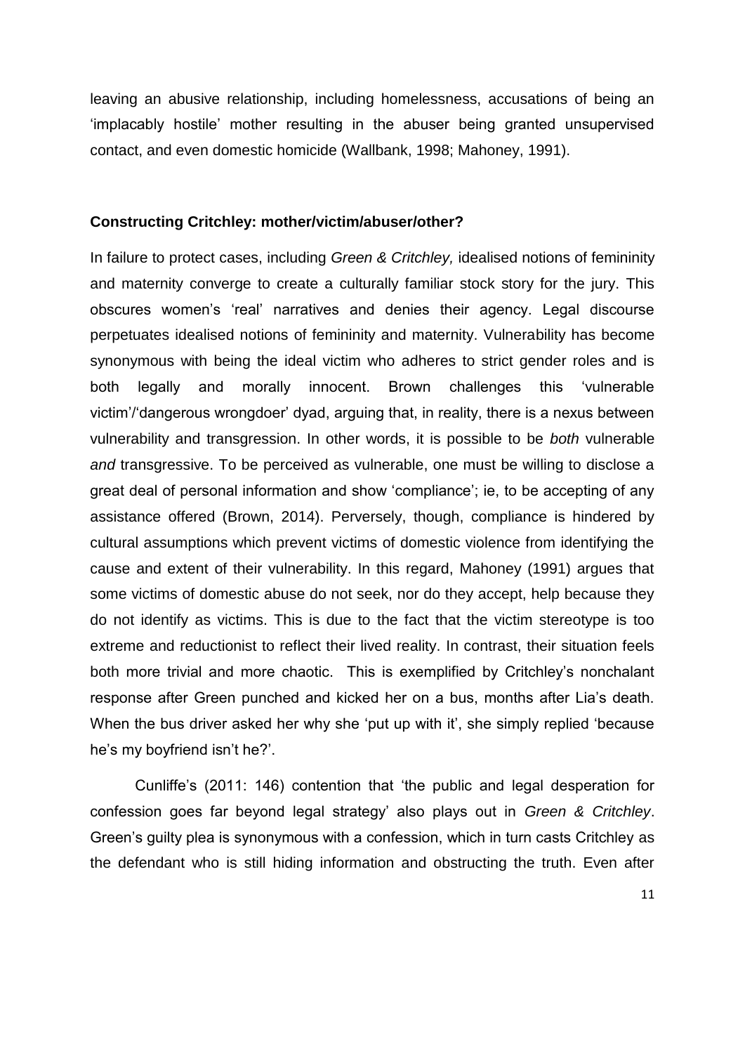leaving an abusive relationship, including homelessness, accusations of being an 'implacably hostile' mother resulting in the abuser being granted unsupervised contact, and even domestic homicide (Wallbank, 1998; Mahoney, 1991).

### Constructing Critchley: mother/victim/abuser/other?

In failure to protect cases, including *Green & Critchley,* idealised notions of femininity and maternity converge to create a culturally familiar stock story for the jury. This obscures women's 'real' narratives and denies their agency. Legal discourse perpetuates idealised notions of femininity and maternity. Vulnerability has become synonymous with being the ideal victim who adheres to strict gender roles and is both legally and morally innocent. Brown challenges this 'vulnerable victim'/'dangerous wrongdoer' dyad, arguing that, in reality, there is a nexus between vulnerability and transgression. In other words, it is possible to be *both* vulnerable *and* transgressive. To be perceived as vulnerable, one must be willing to disclose a great deal of personal information and show 'compliance'; ie, to be accepting of any assistance offered (Brown, 2014). Perversely, though, compliance is hindered by cultural assumptions which prevent victims of domestic violence from identifying the cause and extent of their vulnerability. In this regard, Mahoney (1991) argues that some victims of domestic abuse do not seek, nor do they accept, help because they do not identify as victims. This is due to the fact that the victim stereotype is too extreme and reductionist to reflect their lived reality. In contrast, their situation feels both more trivial and more chaotic. This is exemplified by Critchley's nonchalant response after Green punched and kicked her on a bus, months after Lia's death. When the bus driver asked her why she 'put up with it', she simply replied 'because he's my boyfriend isn't he?'.

Cunliffe's (2011: 146) contention that 'the public and legal desperation for confession goes far beyond legal strategy' also plays out in *Green & Critchley*. Green's guilty plea is synonymous with a confession, which in turn casts Critchley as the defendant who is still hiding information and obstructing the truth. Even after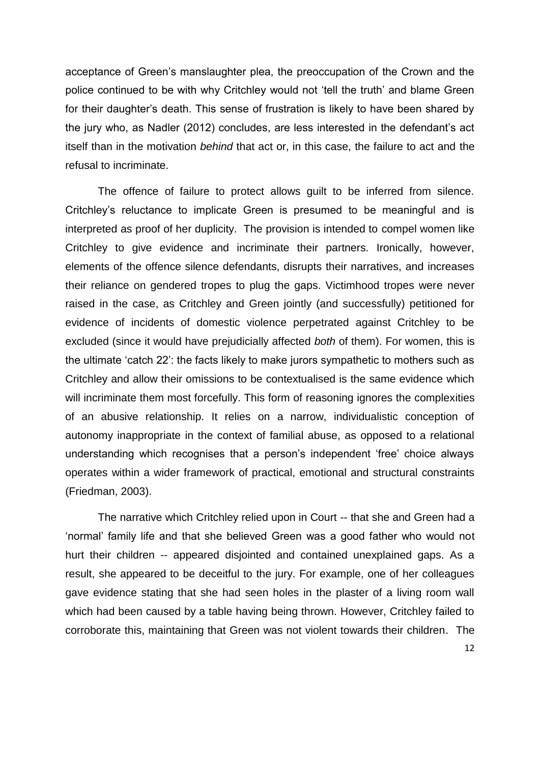acceptance of Green's manslaughter plea, the preoccupation of the Crown and the police continued to be with why Critchley would not 'tell the truth' and blame Green for their daughter's death. This sense of frustration is likely to have been shared by the jury who, as Nadler (2012) concludes, are less interested in the defendant's act itself than in the motivation *behind* that act or, in this case, the failure to act and the refusal to incriminate.

The offence of failure to protect allows guilt to be inferred from silence. Critchley's reluctance to implicate Green is presumed to be meaningful and is interpreted as proof of her duplicity. The provision is intended to compel women like Critchley to give evidence and incriminate their partners. Ironically, however, elements of the offence silence defendants, disrupts their narratives, and increases their reliance on gendered tropes to plug the gaps. Victimhood tropes were never raised in the case, as Critchley and Green jointly (and successfully) petitioned for evidence of incidents of domestic violence perpetrated against Critchley to be excluded (since it would have prejudicially affected *both* of them). For women, this is the ultimate 'catch 22': the facts likely to make jurors sympathetic to mothers such as Critchley and allow their omissions to be contextualised is the same evidence which will incriminate them most forcefully. This form of reasoning ignores the complexities of an abusive relationship. It relies on a narrow, individualistic conception of autonomy inappropriate in the context of familial abuse, as opposed to a relational understanding which recognises that a person's independent 'free' choice always operates within a wider framework of practical, emotional and structural constraints (Friedman, 2003).

The narrative which Critchley relied upon in Court -- that she and Green had a 'normal' family life and that she believed Green was a good father who would not hurt their children -- appeared disjointed and contained unexplained gaps. As a result, she appeared to be deceitful to the jury. For example, one of her colleagues gave evidence stating that she had seen holes in the plaster of a living room wall which had been caused by a table having being thrown. However, Critchley failed to corroborate this, maintaining that Green was not violent towards their children. The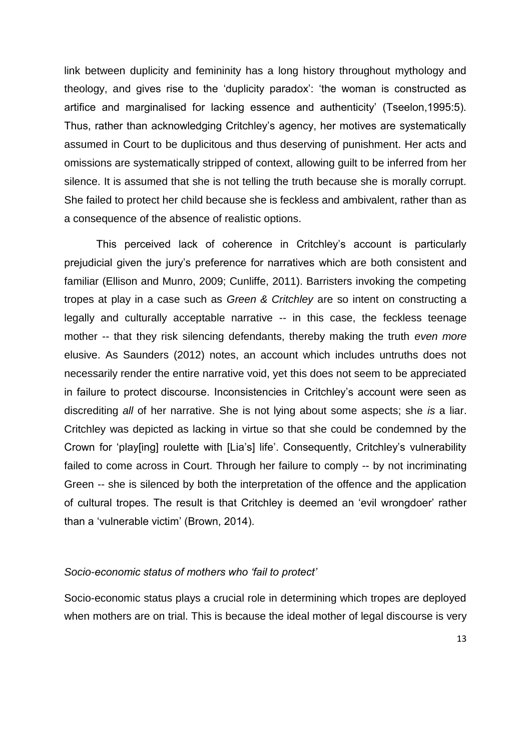link between duplicity and femininity has a long history throughout mythology and theology, and gives rise to the 'duplicity paradox': 'the woman is constructed as artifice and marginalised for lacking essence and authenticity' (Tseelon,1995:5). Thus, rather than acknowledging Critchley's agency, her motives are systematically assumed in Court to be duplicitous and thus deserving of punishment. Her acts and omissions are systematically stripped of context, allowing guilt to be inferred from her silence. It is assumed that she is not telling the truth because she is morally corrupt. She failed to protect her child because she is feckless and ambivalent, rather than as a consequence of the absence of realistic options.

This perceived lack of coherence in Critchley's account is particularly prejudicial given the jury's preference for narratives which are both consistent and familiar (Ellison and Munro, 2009; Cunliffe, 2011). Barristers invoking the competing tropes at play in a case such as *Green & Critchley* are so intent on constructing a legally and culturally acceptable narrative -- in this case, the feckless teenage mother -- that they risk silencing defendants, thereby making the truth *even more* elusive. As Saunders (2012) notes, an account which includes untruths does not necessarily render the entire narrative void, yet this does not seem to be appreciated in failure to protect discourse. Inconsistencies in Critchley's account were seen as discrediting *all* of her narrative. She is not lying about some aspects; she *is* a liar. Critchley was depicted as lacking in virtue so that she could be condemned by the Crown for 'play[ing] roulette with [Lia's] life'. Consequently, Critchley's vulnerability failed to come across in Court. Through her failure to comply -- by not incriminating Green -- she is silenced by both the interpretation of the offence and the application of cultural tropes. The result is that Critchley is deemed an 'evil wrongdoer' rather than a 'vulnerable victim' (Brown, 2014).

*Socio-economic status of mothers who 'fail to protect'*

Socio-economic status plays a crucial role in determining which tropes are deployed when mothers are on trial. This is because the ideal mother of legal discourse is very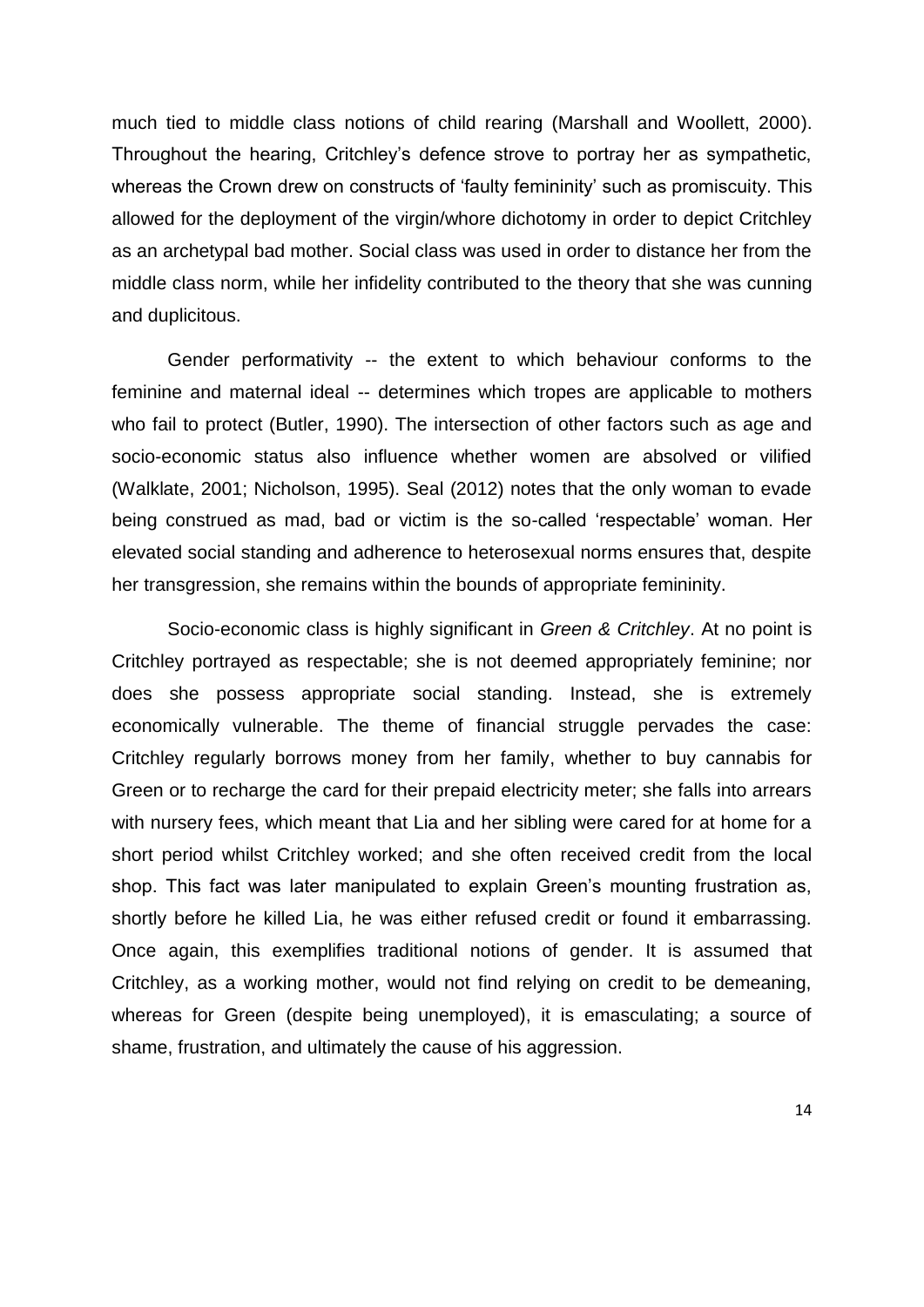much tied to middle class notions of child rearing (Marshall and Woollett, 2000). Throughout the hearing, Critchley's defence strove to portray her as sympathetic, whereas the Crown drew on constructs of 'faulty femininity' such as promiscuity. This allowed for the deployment of the virgin/whore dichotomy in order to depict Critchley as an archetypal bad mother. Social class was used in order to distance her from the middle class norm, while her infidelity contributed to the theory that she was cunning and duplicitous.

Gender performativity -- the extent to which behaviour conforms to the feminine and maternal ideal -- determines which tropes are applicable to mothers who fail to protect (Butler, 1990). The intersection of other factors such as age and socio-economic status also influence whether women are absolved or vilified (Walklate, 2001; Nicholson, 1995). Seal (2012) notes that the only woman to evade being construed as mad, bad or victim is the so-called 'respectable' woman. Her elevated social standing and adherence to heterosexual norms ensures that, despite her transgression, she remains within the bounds of appropriate femininity.

Socio-economic class is highly significant in *Green & Critchley*. At no point is Critchley portrayed as respectable; she is not deemed appropriately feminine; nor does she possess appropriate social standing. Instead, she is extremely economically vulnerable. The theme of financial struggle pervades the case: Critchley regularly borrows money from her family, whether to buy cannabis for Green or to recharge the card for their prepaid electricity meter; she falls into arrears with nursery fees, which meant that Lia and her sibling were cared for at home for a short period whilst Critchley worked; and she often received credit from the local shop. This fact was later manipulated to explain Green's mounting frustration as, shortly before he killed Lia, he was either refused credit or found it embarrassing. Once again, this exemplifies traditional notions of gender. It is assumed that Critchley, as a working mother, would not find relying on credit to be demeaning, whereas for Green (despite being unemployed), it is emasculating; a source of shame, frustration, and ultimately the cause of his aggression.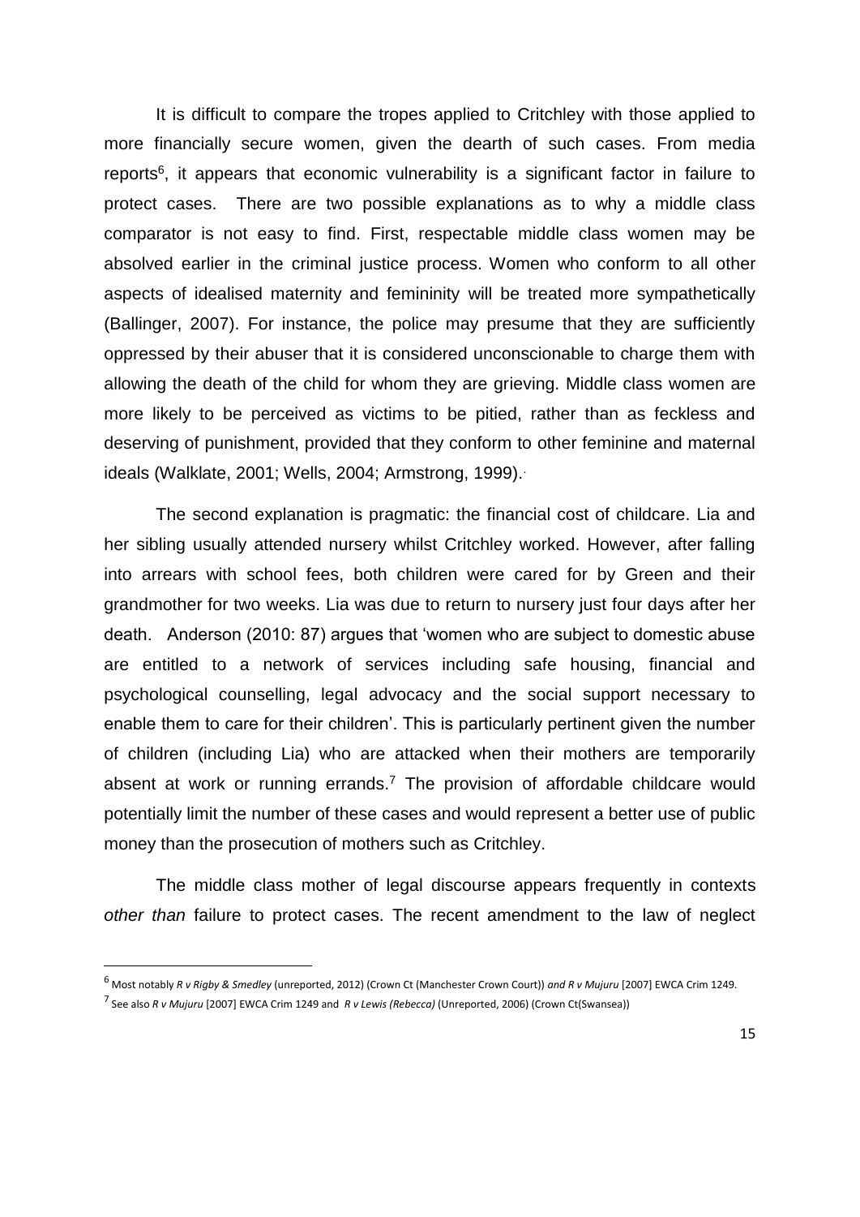It is difficult to compare the tropes applied to Critchley with those applied to more financially secure women, given the dearth of such cases. From media reports[6], it appears that economic vulnerability is a significant factor in failure to protect cases. There are two possible explanations as to why a middle class comparator is not easy to find. First, respectable middle class women may be absolved earlier in the criminal justice process. Women who conform to all other aspects of idealised maternity and femininity will be treated more sympathetically (Ballinger, 2007). For instance, the police may presume that they are sufficiently oppressed by their abuser that it is considered unconscionable to charge them with allowing the death of the child for whom they are grieving. Middle class women are more likely to be perceived as victims to be pitied, rather than as feckless and deserving of punishment, provided that they conform to other feminine and maternal ideals (Walklate, 2001; Wells, 2004; Armstrong, 1999).

The second explanation is pragmatic: the financial cost of childcare. Lia and her sibling usually attended nursery whilst Critchley worked. However, after falling into arrears with school fees, both children were cared for by Green and their grandmother for two weeks. Lia was due to return to nursery just four days after her death. Anderson (2010: 87) argues that 'women who are subject to domestic abuse are entitled to a network of services including safe housing, financial and psychological counselling, legal advocacy and the social support necessary to enable them to care for their children'. This is particularly pertinent given the number of children (including Lia) who are attacked when their mothers are temporarily absent at work or running errands.[7] The provision of affordable childcare would potentially limit the number of these cases and would represent a better use of public money than the prosecution of mothers such as Critchley.

The middle class mother of legal discourse appears frequently in contexts *other than* failure to protect cases. The recent amendment to the law of neglect

---

[6] Most notably *R v Rigby & Smedley* (unreported, 2012) (Crown Ct (Manchester Crown Court)) *and R v Mujuru* [2007] EWCA Crim 1249.

[7] See also *R v Mujuru* [2007] EWCA Crim 1249 and *R v Lewis (Rebecca)* (Unreported, 2006) (Crown Ct(Swansea))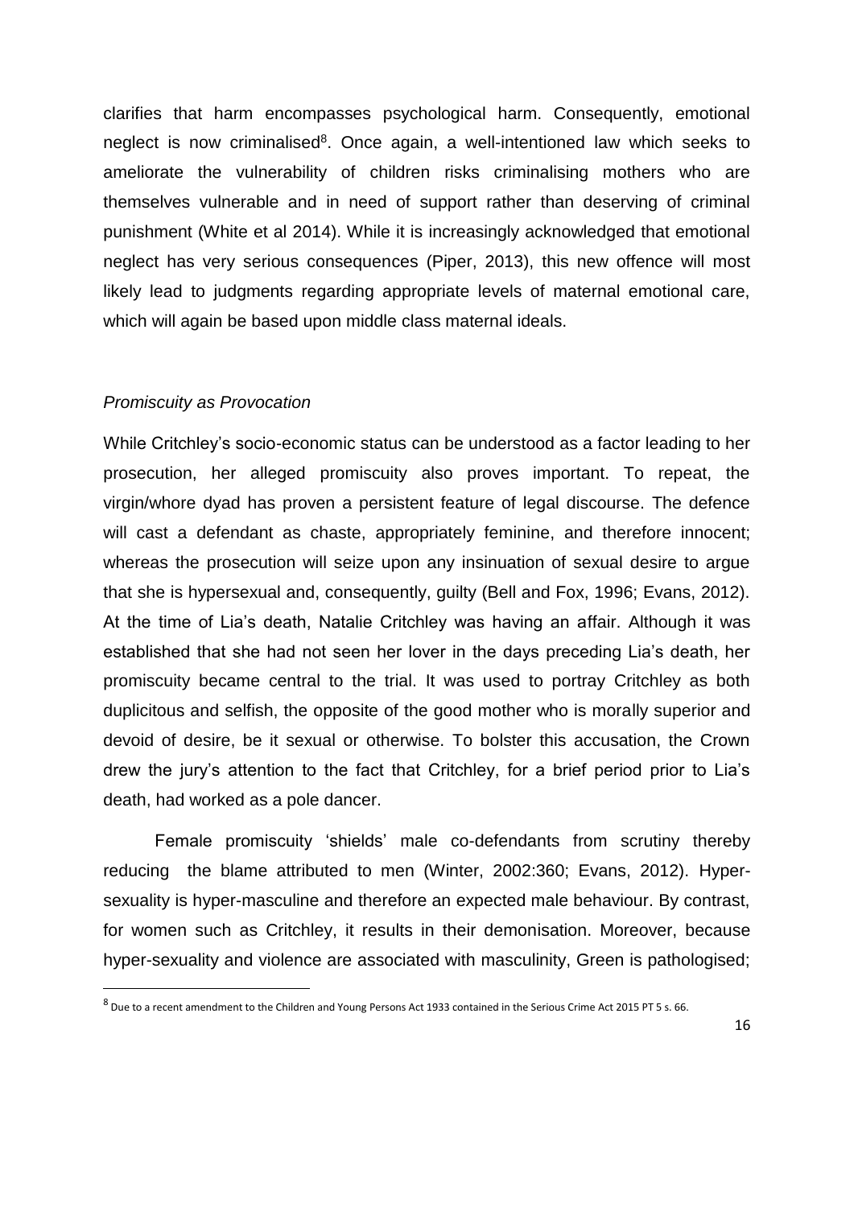clarifies that harm encompasses psychological harm. Consequently, emotional neglect is now criminalised[8]. Once again, a well-intentioned law which seeks to ameliorate the vulnerability of children risks criminalising mothers who are themselves vulnerable and in need of support rather than deserving of criminal punishment (White et al 2014). While it is increasingly acknowledged that emotional neglect has very serious consequences (Piper, 2013), this new offence will most likely lead to judgments regarding appropriate levels of maternal emotional care, which will again be based upon middle class maternal ideals.

### *Promiscuity as Provocation*

While Critchley's socio-economic status can be understood as a factor leading to her prosecution, her alleged promiscuity also proves important. To repeat, the virgin/whore dyad has proven a persistent feature of legal discourse. The defence will cast a defendant as chaste, appropriately feminine, and therefore innocent; whereas the prosecution will seize upon any insinuation of sexual desire to argue that she is hypersexual and, consequently, guilty (Bell and Fox, 1996; Evans, 2012). At the time of Lia's death, Natalie Critchley was having an affair. Although it was established that she had not seen her lover in the days preceding Lia's death, her promiscuity became central to the trial. It was used to portray Critchley as both duplicitous and selfish, the opposite of the good mother who is morally superior and devoid of desire, be it sexual or otherwise. To bolster this accusation, the Crown drew the jury's attention to the fact that Critchley, for a brief period prior to Lia's death, had worked as a pole dancer.

Female promiscuity 'shields' male co-defendants from scrutiny thereby reducing the blame attributed to men (Winter, 2002:360; Evans, 2012). Hyper-sexuality is hyper-masculine and therefore an expected male behaviour. By contrast, for women such as Critchley, it results in their demonisation. Moreover, because hyper-sexuality and violence are associated with masculinity, Green is pathologised;

[8] Due to a recent amendment to the Children and Young Persons Act 1933 contained in the Serious Crime Act 2015 PT 5 s. 66.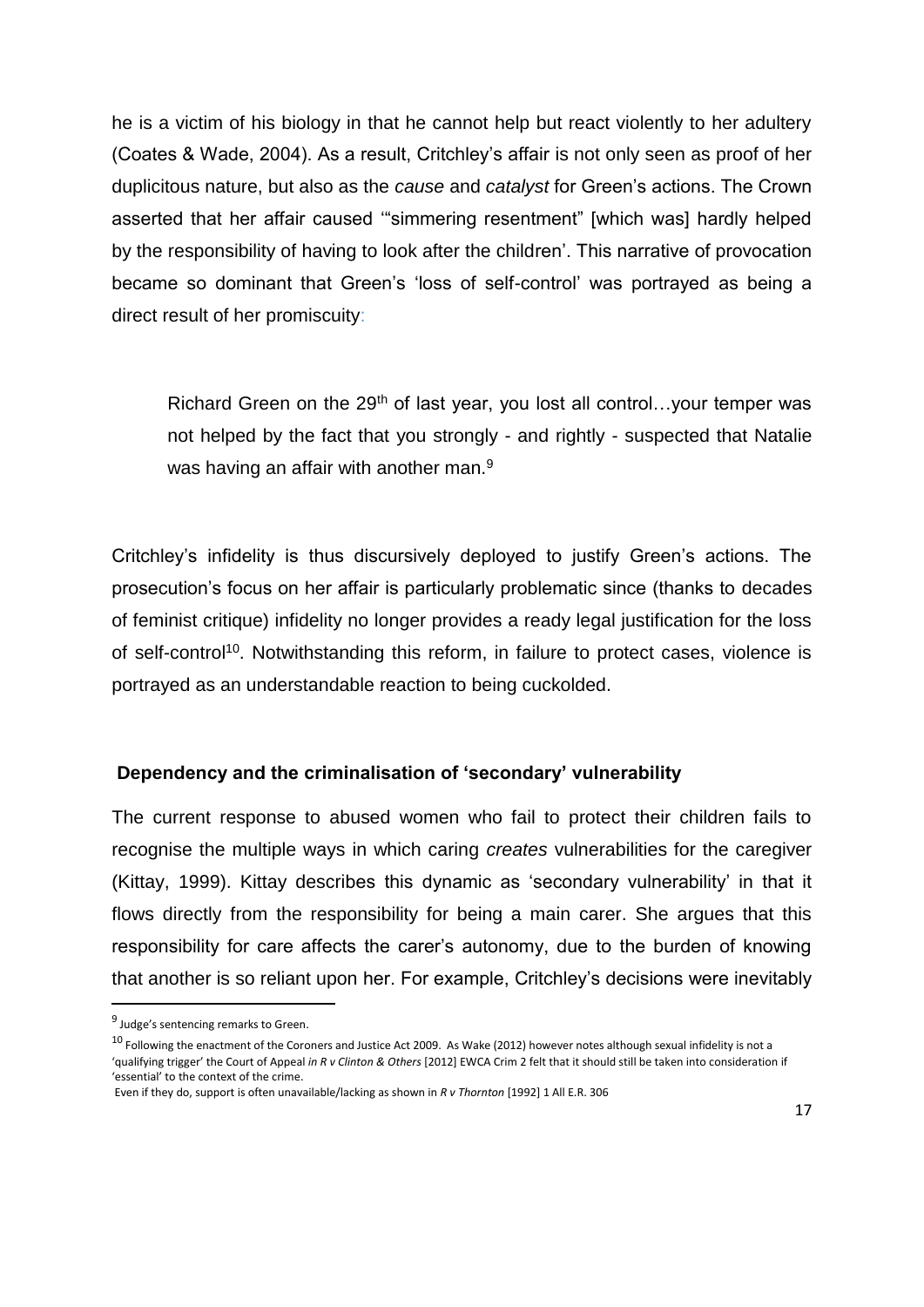he is a victim of his biology in that he cannot help but react violently to her adultery (Coates & Wade, 2004). As a result, Critchley's affair is not only seen as proof of her duplicitous nature, but also as the *cause* and *catalyst* for Green's actions. The Crown asserted that her affair caused '"simmering resentment" [which was] hardly helped by the responsibility of having to look after the children'. This narrative of provocation became so dominant that Green's 'loss of self-control' was portrayed as being a direct result of her promiscuity:

> Richard Green on the 29th of last year, you lost all control…your temper was not helped by the fact that you strongly - and rightly - suspected that Natalie was having an affair with another man.[9]

Critchley's infidelity is thus discursively deployed to justify Green's actions. The prosecution's focus on her affair is particularly problematic since (thanks to decades of feminist critique) infidelity no longer provides a ready legal justification for the loss of self-control[10]. Notwithstanding this reform, in failure to protect cases, violence is portrayed as an understandable reaction to being cuckolded.

## Dependency and the criminalisation of 'secondary' vulnerability

The current response to abused women who fail to protect their children fails to recognise the multiple ways in which caring *creates* vulnerabilities for the caregiver (Kittay, 1999). Kittay describes this dynamic as 'secondary vulnerability' in that it flows directly from the responsibility for being a main carer. She argues that this responsibility for care affects the carer's autonomy, due to the burden of knowing that another is so reliant upon her. For example, Critchley's decisions were inevitably

---

[9] Judge's sentencing remarks to Green.

[10] Following the enactment of the Coroners and Justice Act 2009. As Wake (2012) however notes although sexual infidelity is not a 'qualifying trigger' the Court of Appeal *in R v Clinton & Others* [2012] EWCA Crim 2 felt that it should still be taken into consideration if 'essential' to the context of the crime.

Even if they do, support is often unavailable/lacking as shown in *R v Thornton* [1992] 1 All E.R. 306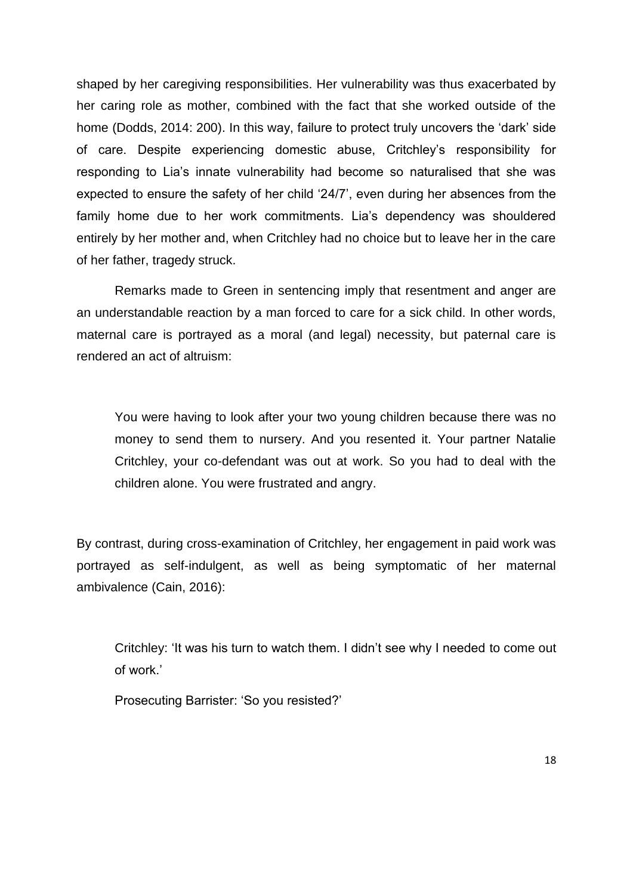shaped by her caregiving responsibilities. Her vulnerability was thus exacerbated by her caring role as mother, combined with the fact that she worked outside of the home (Dodds, 2014: 200). In this way, failure to protect truly uncovers the 'dark' side of care. Despite experiencing domestic abuse, Critchley's responsibility for responding to Lia's innate vulnerability had become so naturalised that she was expected to ensure the safety of her child '24/7', even during her absences from the family home due to her work commitments. Lia's dependency was shouldered entirely by her mother and, when Critchley had no choice but to leave her in the care of her father, tragedy struck.

Remarks made to Green in sentencing imply that resentment and anger are an understandable reaction by a man forced to care for a sick child. In other words, maternal care is portrayed as a moral (and legal) necessity, but paternal care is rendered an act of altruism:

> You were having to look after your two young children because there was no money to send them to nursery. And you resented it. Your partner Natalie Critchley, your co-defendant was out at work. So you had to deal with the children alone. You were frustrated and angry.

By contrast, during cross-examination of Critchley, her engagement in paid work was portrayed as self-indulgent, as well as being symptomatic of her maternal ambivalence (Cain, 2016):

> Critchley: 'It was his turn to watch them. I didn't see why I needed to come out of work.'
>
> Prosecuting Barrister: 'So you resisted?'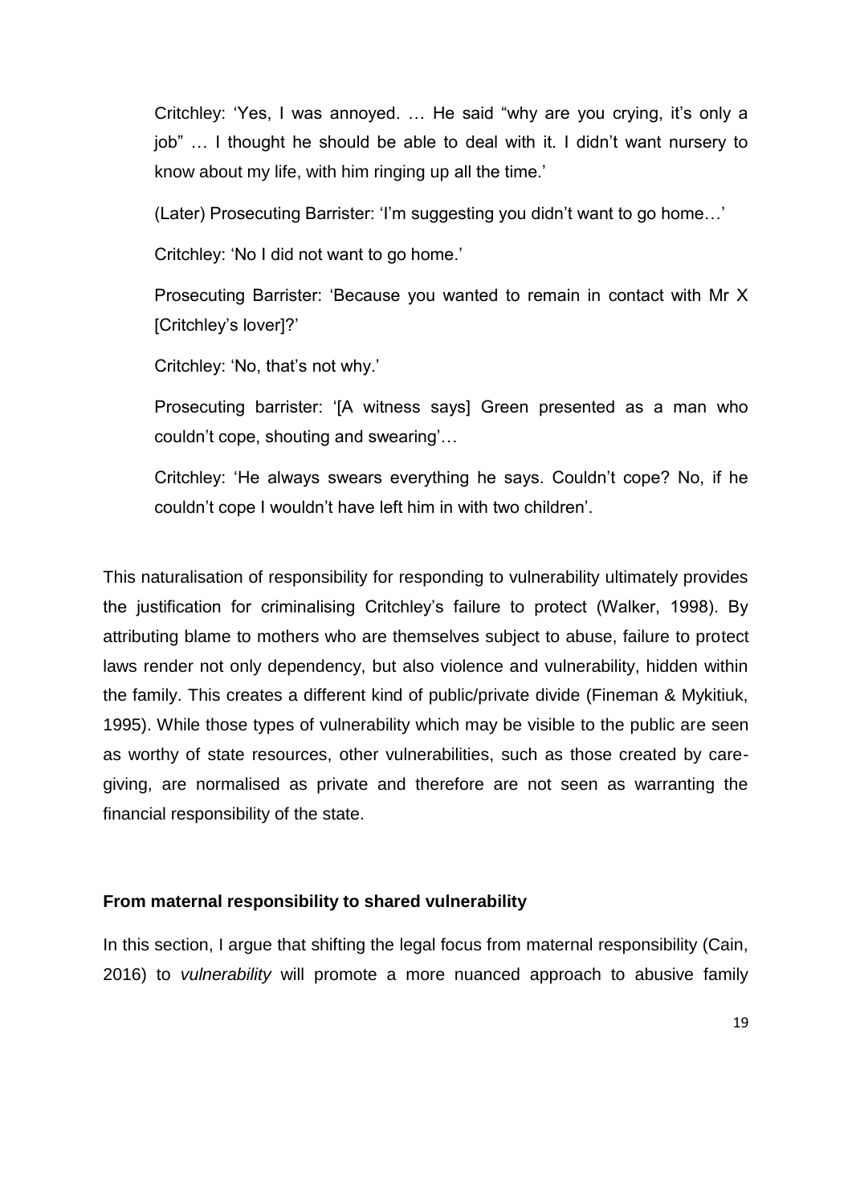> Critchley: 'Yes, I was annoyed. … He said "why are you crying, it's only a job" … I thought he should be able to deal with it. I didn't want nursery to know about my life, with him ringing up all the time.'
>
> (Later) Prosecuting Barrister: 'I'm suggesting you didn't want to go home…'
>
> Critchley: 'No I did not want to go home.'
>
> Prosecuting Barrister: 'Because you wanted to remain in contact with Mr X [Critchley's lover]?'
>
> Critchley: 'No, that's not why.'
>
> Prosecuting barrister: '[A witness says] Green presented as a man who couldn't cope, shouting and swearing'…
>
> Critchley: 'He always swears everything he says. Couldn't cope? No, if he couldn't cope I wouldn't have left him in with two children'.

This naturalisation of responsibility for responding to vulnerability ultimately provides the justification for criminalising Critchley's failure to protect (Walker, 1998). By attributing blame to mothers who are themselves subject to abuse, failure to protect laws render not only dependency, but also violence and vulnerability, hidden within the family. This creates a different kind of public/private divide (Fineman & Mykitiuk, 1995). While those types of vulnerability which may be visible to the public are seen as worthy of state resources, other vulnerabilities, such as those created by care-giving, are normalised as private and therefore are not seen as warranting the financial responsibility of the state.

### From maternal responsibility to shared vulnerability

In this section, I argue that shifting the legal focus from maternal responsibility (Cain, 2016) to *vulnerability* will promote a more nuanced approach to abusive family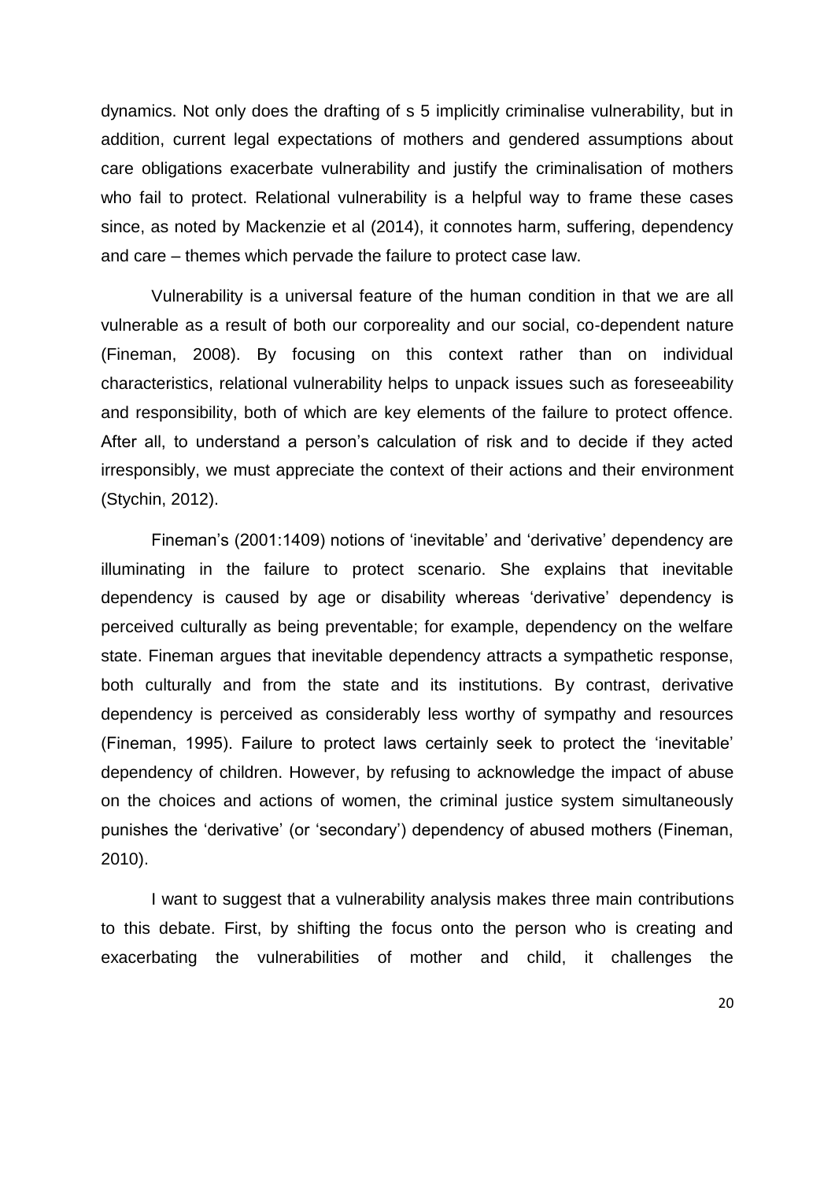dynamics. Not only does the drafting of s 5 implicitly criminalise vulnerability, but in addition, current legal expectations of mothers and gendered assumptions about care obligations exacerbate vulnerability and justify the criminalisation of mothers who fail to protect. Relational vulnerability is a helpful way to frame these cases since, as noted by Mackenzie et al (2014), it connotes harm, suffering, dependency and care – themes which pervade the failure to protect case law.

Vulnerability is a universal feature of the human condition in that we are all vulnerable as a result of both our corporeality and our social, co-dependent nature (Fineman, 2008). By focusing on this context rather than on individual characteristics, relational vulnerability helps to unpack issues such as foreseeability and responsibility, both of which are key elements of the failure to protect offence. After all, to understand a person's calculation of risk and to decide if they acted irresponsibly, we must appreciate the context of their actions and their environment (Stychin, 2012).

Fineman's (2001:1409) notions of 'inevitable' and 'derivative' dependency are illuminating in the failure to protect scenario. She explains that inevitable dependency is caused by age or disability whereas 'derivative' dependency is perceived culturally as being preventable; for example, dependency on the welfare state. Fineman argues that inevitable dependency attracts a sympathetic response, both culturally and from the state and its institutions. By contrast, derivative dependency is perceived as considerably less worthy of sympathy and resources (Fineman, 1995). Failure to protect laws certainly seek to protect the 'inevitable' dependency of children. However, by refusing to acknowledge the impact of abuse on the choices and actions of women, the criminal justice system simultaneously punishes the 'derivative' (or 'secondary') dependency of abused mothers (Fineman, 2010).

I want to suggest that a vulnerability analysis makes three main contributions to this debate. First, by shifting the focus onto the person who is creating and exacerbating the vulnerabilities of mother and child, it challenges the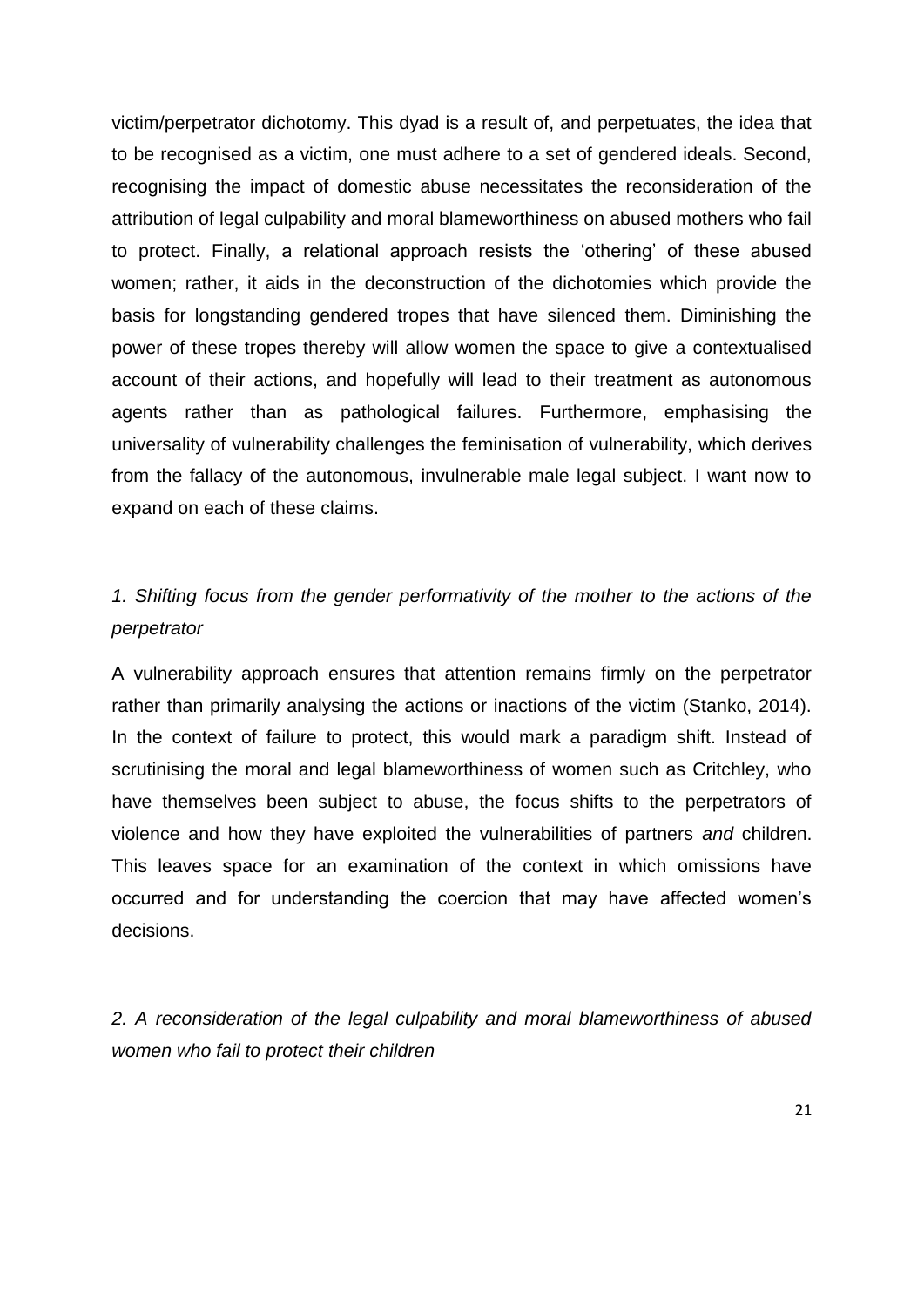victim/perpetrator dichotomy. This dyad is a result of, and perpetuates, the idea that to be recognised as a victim, one must adhere to a set of gendered ideals. Second, recognising the impact of domestic abuse necessitates the reconsideration of the attribution of legal culpability and moral blameworthiness on abused mothers who fail to protect. Finally, a relational approach resists the 'othering' of these abused women; rather, it aids in the deconstruction of the dichotomies which provide the basis for longstanding gendered tropes that have silenced them. Diminishing the power of these tropes thereby will allow women the space to give a contextualised account of their actions, and hopefully will lead to their treatment as autonomous agents rather than as pathological failures. Furthermore, emphasising the universality of vulnerability challenges the feminisation of vulnerability, which derives from the fallacy of the autonomous, invulnerable male legal subject. I want now to expand on each of these claims.

### *1. Shifting focus from the gender performativity of the mother to the actions of the perpetrator*

A vulnerability approach ensures that attention remains firmly on the perpetrator rather than primarily analysing the actions or inactions of the victim (Stanko, 2014). In the context of failure to protect, this would mark a paradigm shift. Instead of scrutinising the moral and legal blameworthiness of women such as Critchley, who have themselves been subject to abuse, the focus shifts to the perpetrators of violence and how they have exploited the vulnerabilities of partners *and* children. This leaves space for an examination of the context in which omissions have occurred and for understanding the coercion that may have affected women's decisions.

### *2. A reconsideration of the legal culpability and moral blameworthiness of abused women who fail to protect their children*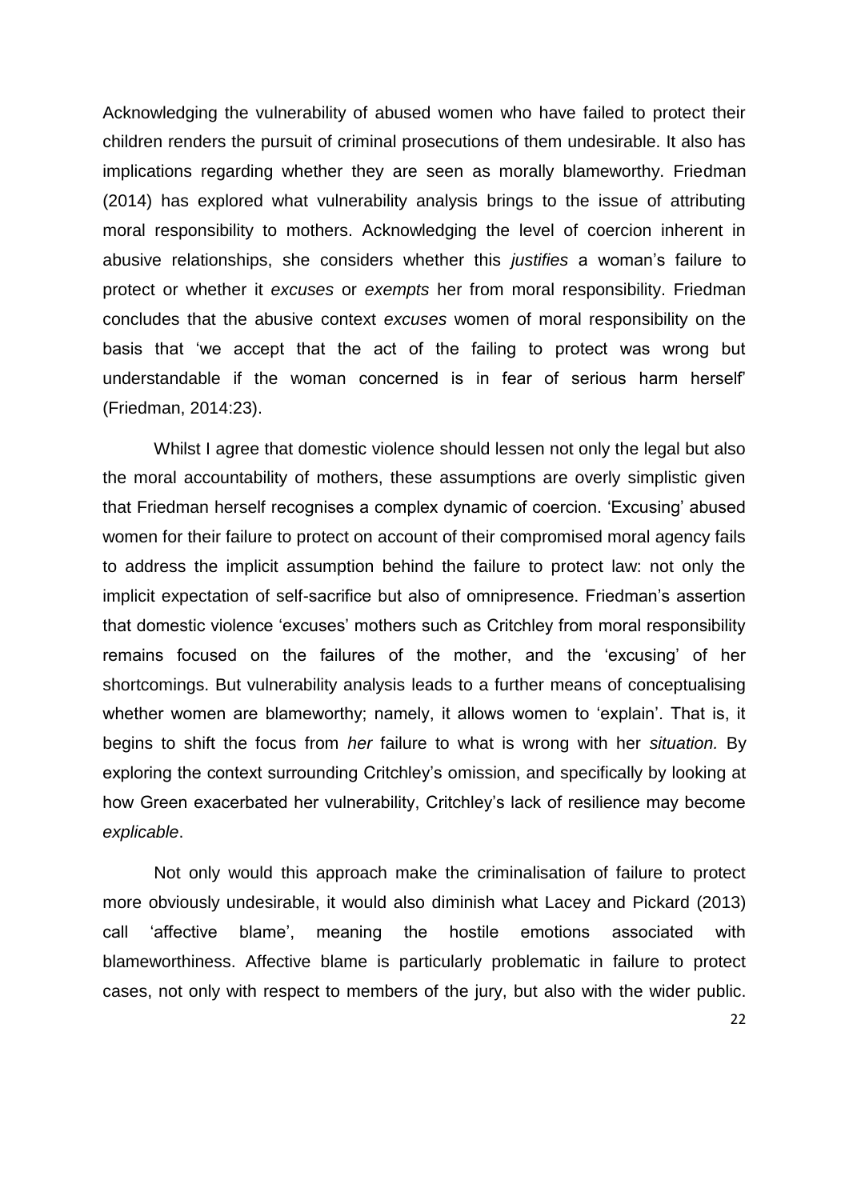Acknowledging the vulnerability of abused women who have failed to protect their children renders the pursuit of criminal prosecutions of them undesirable. It also has implications regarding whether they are seen as morally blameworthy. Friedman (2014) has explored what vulnerability analysis brings to the issue of attributing moral responsibility to mothers. Acknowledging the level of coercion inherent in abusive relationships, she considers whether this *justifies* a woman's failure to protect or whether it *excuses* or *exempts* her from moral responsibility. Friedman concludes that the abusive context *excuses* women of moral responsibility on the basis that 'we accept that the act of the failing to protect was wrong but understandable if the woman concerned is in fear of serious harm herself' (Friedman, 2014:23).

Whilst I agree that domestic violence should lessen not only the legal but also the moral accountability of mothers, these assumptions are overly simplistic given that Friedman herself recognises a complex dynamic of coercion. 'Excusing' abused women for their failure to protect on account of their compromised moral agency fails to address the implicit assumption behind the failure to protect law: not only the implicit expectation of self-sacrifice but also of omnipresence. Friedman's assertion that domestic violence 'excuses' mothers such as Critchley from moral responsibility remains focused on the failures of the mother, and the 'excusing' of her shortcomings. But vulnerability analysis leads to a further means of conceptualising whether women are blameworthy; namely, it allows women to 'explain'. That is, it begins to shift the focus from *her* failure to what is wrong with her *situation.* By exploring the context surrounding Critchley's omission, and specifically by looking at how Green exacerbated her vulnerability, Critchley's lack of resilience may become *explicable*.

Not only would this approach make the criminalisation of failure to protect more obviously undesirable, it would also diminish what Lacey and Pickard (2013) call 'affective blame', meaning the hostile emotions associated with blameworthiness. Affective blame is particularly problematic in failure to protect cases, not only with respect to members of the jury, but also with the wider public.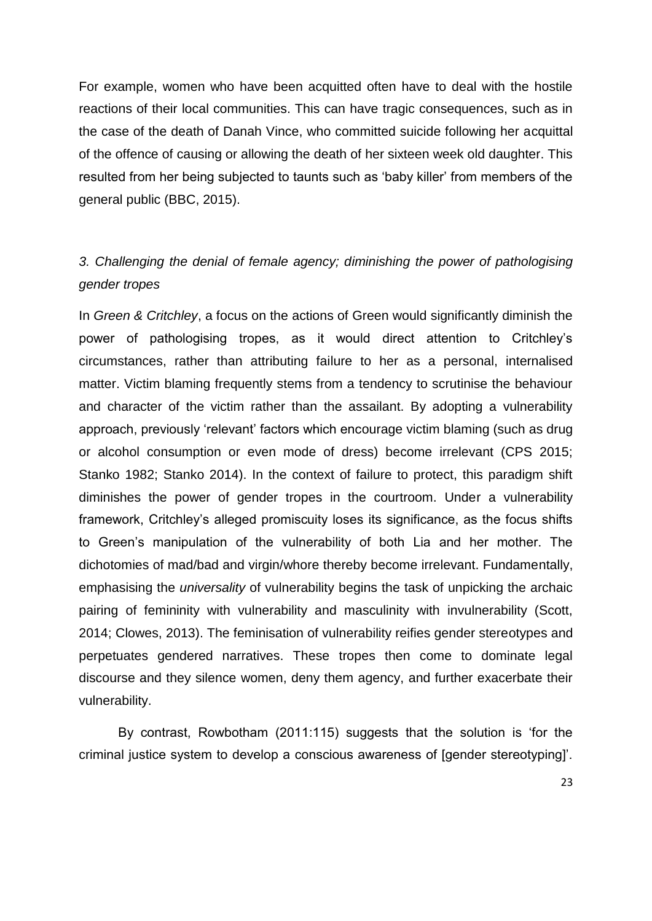For example, women who have been acquitted often have to deal with the hostile reactions of their local communities. This can have tragic consequences, such as in the case of the death of Danah Vince, who committed suicide following her acquittal of the offence of causing or allowing the death of her sixteen week old daughter. This resulted from her being subjected to taunts such as 'baby killer' from members of the general public (BBC, 2015).

### *3. Challenging the denial of female agency; diminishing the power of pathologising gender tropes*

In *Green & Critchley*, a focus on the actions of Green would significantly diminish the power of pathologising tropes, as it would direct attention to Critchley's circumstances, rather than attributing failure to her as a personal, internalised matter. Victim blaming frequently stems from a tendency to scrutinise the behaviour and character of the victim rather than the assailant. By adopting a vulnerability approach, previously 'relevant' factors which encourage victim blaming (such as drug or alcohol consumption or even mode of dress) become irrelevant (CPS 2015; Stanko 1982; Stanko 2014). In the context of failure to protect, this paradigm shift diminishes the power of gender tropes in the courtroom. Under a vulnerability framework, Critchley's alleged promiscuity loses its significance, as the focus shifts to Green's manipulation of the vulnerability of both Lia and her mother. The dichotomies of mad/bad and virgin/whore thereby become irrelevant. Fundamentally, emphasising the *universality* of vulnerability begins the task of unpicking the archaic pairing of femininity with vulnerability and masculinity with invulnerability (Scott, 2014; Clowes, 2013). The feminisation of vulnerability reifies gender stereotypes and perpetuates gendered narratives. These tropes then come to dominate legal discourse and they silence women, deny them agency, and further exacerbate their vulnerability.

By contrast, Rowbotham (2011:115) suggests that the solution is 'for the criminal justice system to develop a conscious awareness of [gender stereotyping]'.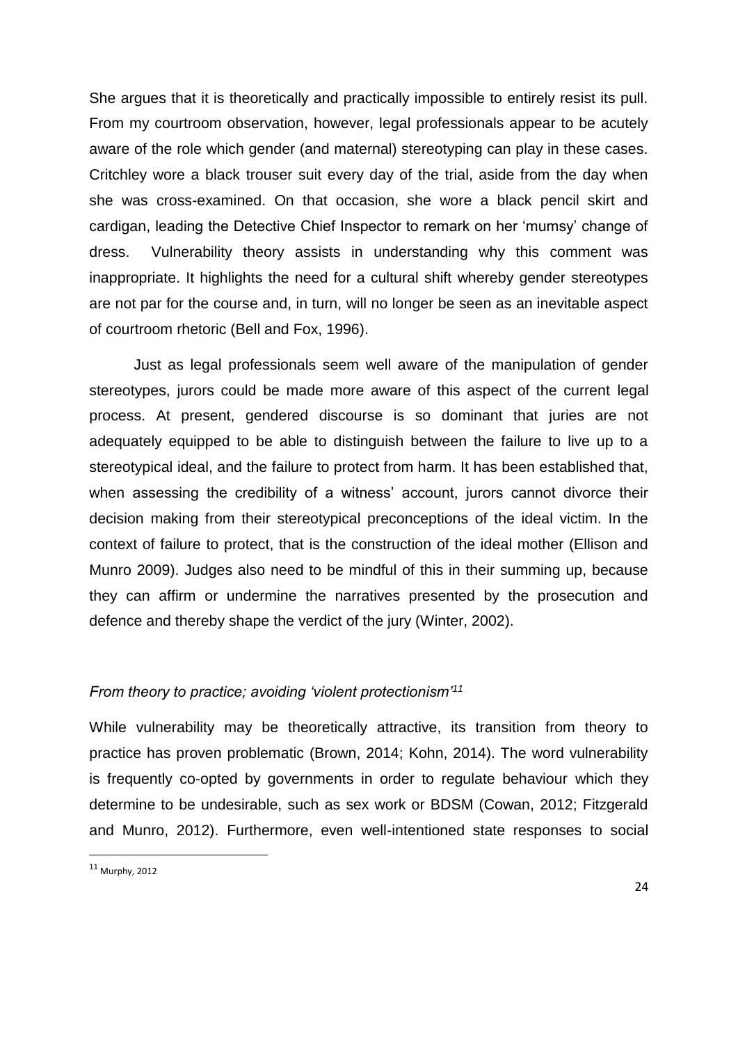She argues that it is theoretically and practically impossible to entirely resist its pull. From my courtroom observation, however, legal professionals appear to be acutely aware of the role which gender (and maternal) stereotyping can play in these cases. Critchley wore a black trouser suit every day of the trial, aside from the day when she was cross-examined. On that occasion, she wore a black pencil skirt and cardigan, leading the Detective Chief Inspector to remark on her 'mumsy' change of dress. Vulnerability theory assists in understanding why this comment was inappropriate. It highlights the need for a cultural shift whereby gender stereotypes are not par for the course and, in turn, will no longer be seen as an inevitable aspect of courtroom rhetoric (Bell and Fox, 1996).

Just as legal professionals seem well aware of the manipulation of gender stereotypes, jurors could be made more aware of this aspect of the current legal process. At present, gendered discourse is so dominant that juries are not adequately equipped to be able to distinguish between the failure to live up to a stereotypical ideal, and the failure to protect from harm. It has been established that, when assessing the credibility of a witness' account, jurors cannot divorce their decision making from their stereotypical preconceptions of the ideal victim. In the context of failure to protect, that is the construction of the ideal mother (Ellison and Munro 2009). Judges also need to be mindful of this in their summing up, because they can affirm or undermine the narratives presented by the prosecution and defence and thereby shape the verdict of the jury (Winter, 2002).

*From theory to practice; avoiding 'violent protectionism'*[11]

While vulnerability may be theoretically attractive, its transition from theory to practice has proven problematic (Brown, 2014; Kohn, 2014). The word vulnerability is frequently co-opted by governments in order to regulate behaviour which they determine to be undesirable, such as sex work or BDSM (Cowan, 2012; Fitzgerald and Munro, 2012). Furthermore, even well-intentioned state responses to social

[11] Murphy, 2012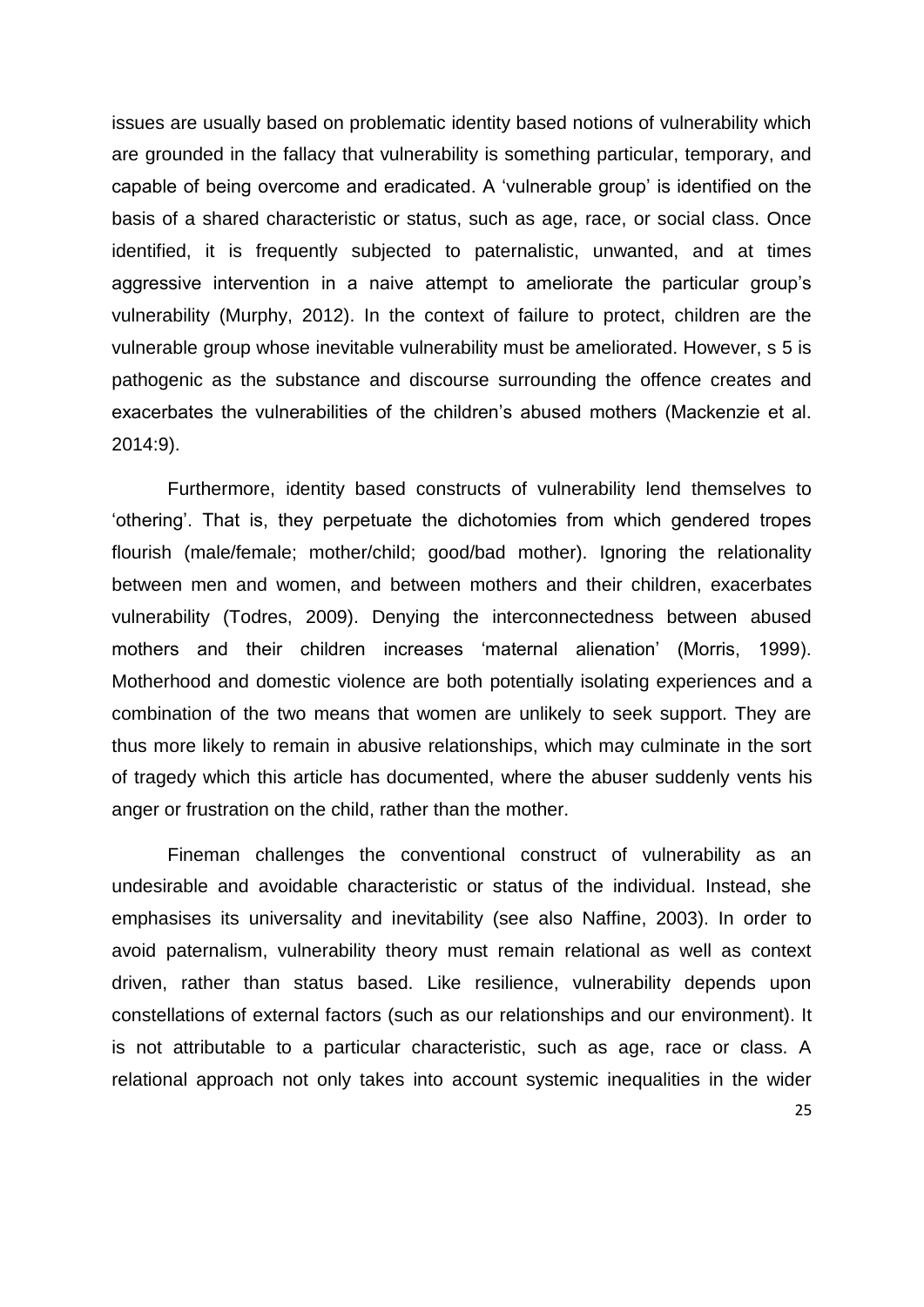issues are usually based on problematic identity based notions of vulnerability which are grounded in the fallacy that vulnerability is something particular, temporary, and capable of being overcome and eradicated. A 'vulnerable group' is identified on the basis of a shared characteristic or status, such as age, race, or social class. Once identified, it is frequently subjected to paternalistic, unwanted, and at times aggressive intervention in a naive attempt to ameliorate the particular group's vulnerability (Murphy, 2012). In the context of failure to protect, children are the vulnerable group whose inevitable vulnerability must be ameliorated. However, s 5 is pathogenic as the substance and discourse surrounding the offence creates and exacerbates the vulnerabilities of the children's abused mothers (Mackenzie et al. 2014:9).

Furthermore, identity based constructs of vulnerability lend themselves to 'othering'. That is, they perpetuate the dichotomies from which gendered tropes flourish (male/female; mother/child; good/bad mother). Ignoring the relationality between men and women, and between mothers and their children, exacerbates vulnerability (Todres, 2009). Denying the interconnectedness between abused mothers and their children increases 'maternal alienation' (Morris, 1999). Motherhood and domestic violence are both potentially isolating experiences and a combination of the two means that women are unlikely to seek support. They are thus more likely to remain in abusive relationships, which may culminate in the sort of tragedy which this article has documented, where the abuser suddenly vents his anger or frustration on the child, rather than the mother.

Fineman challenges the conventional construct of vulnerability as an undesirable and avoidable characteristic or status of the individual. Instead, she emphasises its universality and inevitability (see also Naffine, 2003). In order to avoid paternalism, vulnerability theory must remain relational as well as context driven, rather than status based. Like resilience, vulnerability depends upon constellations of external factors (such as our relationships and our environment). It is not attributable to a particular characteristic, such as age, race or class. A relational approach not only takes into account systemic inequalities in the wider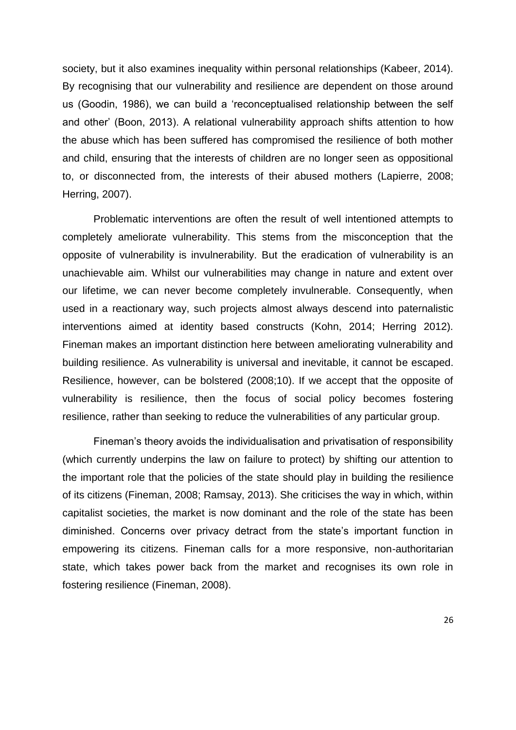society, but it also examines inequality within personal relationships (Kabeer, 2014). By recognising that our vulnerability and resilience are dependent on those around us (Goodin, 1986), we can build a 'reconceptualised relationship between the self and other' (Boon, 2013). A relational vulnerability approach shifts attention to how the abuse which has been suffered has compromised the resilience of both mother and child, ensuring that the interests of children are no longer seen as oppositional to, or disconnected from, the interests of their abused mothers (Lapierre, 2008; Herring, 2007).

Problematic interventions are often the result of well intentioned attempts to completely ameliorate vulnerability. This stems from the misconception that the opposite of vulnerability is invulnerability. But the eradication of vulnerability is an unachievable aim. Whilst our vulnerabilities may change in nature and extent over our lifetime, we can never become completely invulnerable. Consequently, when used in a reactionary way, such projects almost always descend into paternalistic interventions aimed at identity based constructs (Kohn, 2014; Herring 2012). Fineman makes an important distinction here between ameliorating vulnerability and building resilience. As vulnerability is universal and inevitable, it cannot be escaped. Resilience, however, can be bolstered (2008;10). If we accept that the opposite of vulnerability is resilience, then the focus of social policy becomes fostering resilience, rather than seeking to reduce the vulnerabilities of any particular group.

Fineman's theory avoids the individualisation and privatisation of responsibility (which currently underpins the law on failure to protect) by shifting our attention to the important role that the policies of the state should play in building the resilience of its citizens (Fineman, 2008; Ramsay, 2013). She criticises the way in which, within capitalist societies, the market is now dominant and the role of the state has been diminished. Concerns over privacy detract from the state's important function in empowering its citizens. Fineman calls for a more responsive, non-authoritarian state, which takes power back from the market and recognises its own role in fostering resilience (Fineman, 2008).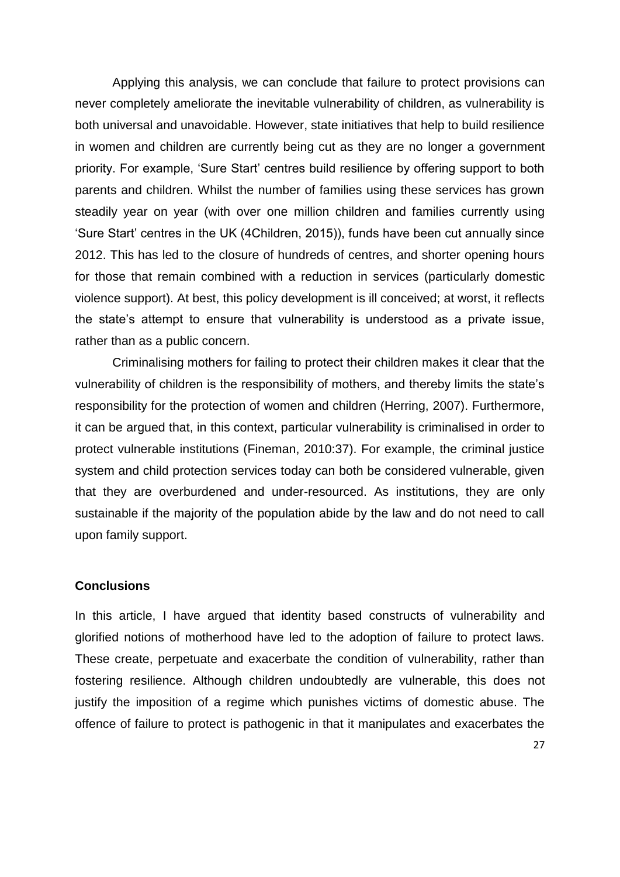Applying this analysis, we can conclude that failure to protect provisions can never completely ameliorate the inevitable vulnerability of children, as vulnerability is both universal and unavoidable. However, state initiatives that help to build resilience in women and children are currently being cut as they are no longer a government priority. For example, 'Sure Start' centres build resilience by offering support to both parents and children. Whilst the number of families using these services has grown steadily year on year (with over one million children and families currently using 'Sure Start' centres in the UK (4Children, 2015)), funds have been cut annually since 2012. This has led to the closure of hundreds of centres, and shorter opening hours for those that remain combined with a reduction in services (particularly domestic violence support). At best, this policy development is ill conceived; at worst, it reflects the state's attempt to ensure that vulnerability is understood as a private issue, rather than as a public concern.

Criminalising mothers for failing to protect their children makes it clear that the vulnerability of children is the responsibility of mothers, and thereby limits the state's responsibility for the protection of women and children (Herring, 2007). Furthermore, it can be argued that, in this context, particular vulnerability is criminalised in order to protect vulnerable institutions (Fineman, 2010:37). For example, the criminal justice system and child protection services today can both be considered vulnerable, given that they are overburdened and under-resourced. As institutions, they are only sustainable if the majority of the population abide by the law and do not need to call upon family support.

**Conclusions**

In this article, I have argued that identity based constructs of vulnerability and glorified notions of motherhood have led to the adoption of failure to protect laws. These create, perpetuate and exacerbate the condition of vulnerability, rather than fostering resilience. Although children undoubtedly are vulnerable, this does not justify the imposition of a regime which punishes victims of domestic abuse. The offence of failure to protect is pathogenic in that it manipulates and exacerbates the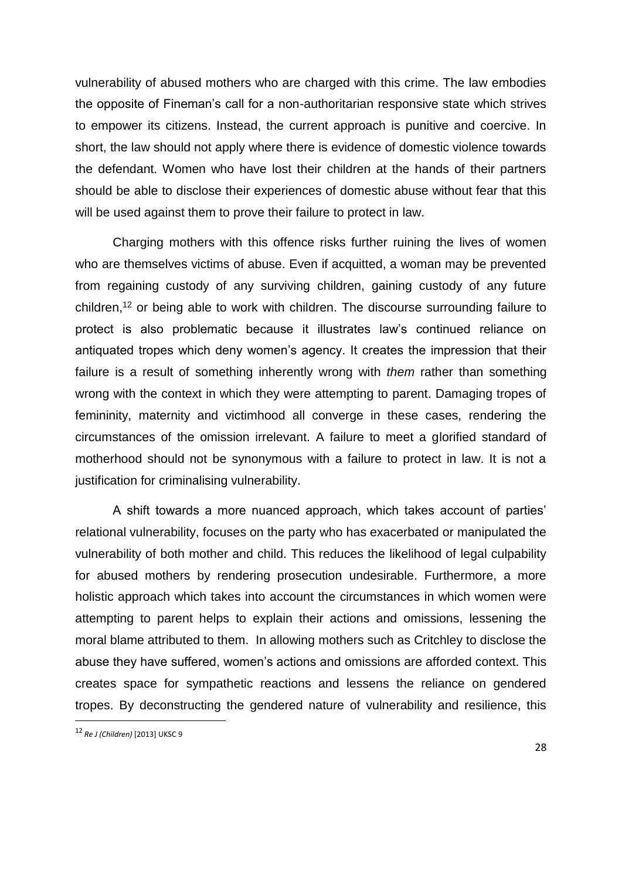vulnerability of abused mothers who are charged with this crime. The law embodies the opposite of Fineman's call for a non-authoritarian responsive state which strives to empower its citizens. Instead, the current approach is punitive and coercive. In short, the law should not apply where there is evidence of domestic violence towards the defendant. Women who have lost their children at the hands of their partners should be able to disclose their experiences of domestic abuse without fear that this will be used against them to prove their failure to protect in law.

Charging mothers with this offence risks further ruining the lives of women who are themselves victims of abuse. Even if acquitted, a woman may be prevented from regaining custody of any surviving children, gaining custody of any future children,[12] or being able to work with children. The discourse surrounding failure to protect is also problematic because it illustrates law's continued reliance on antiquated tropes which deny women's agency. It creates the impression that their failure is a result of something inherently wrong with *them* rather than something wrong with the context in which they were attempting to parent. Damaging tropes of femininity, maternity and victimhood all converge in these cases, rendering the circumstances of the omission irrelevant. A failure to meet a glorified standard of motherhood should not be synonymous with a failure to protect in law. It is not a justification for criminalising vulnerability.

A shift towards a more nuanced approach, which takes account of parties' relational vulnerability, focuses on the party who has exacerbated or manipulated the vulnerability of both mother and child. This reduces the likelihood of legal culpability for abused mothers by rendering prosecution undesirable. Furthermore, a more holistic approach which takes into account the circumstances in which women were attempting to parent helps to explain their actions and omissions, lessening the moral blame attributed to them. In allowing mothers such as Critchley to disclose the abuse they have suffered, women's actions and omissions are afforded context. This creates space for sympathetic reactions and lessens the reliance on gendered tropes. By deconstructing the gendered nature of vulnerability and resilience, this

[12] *Re J (Children)* [2013] UKSC 9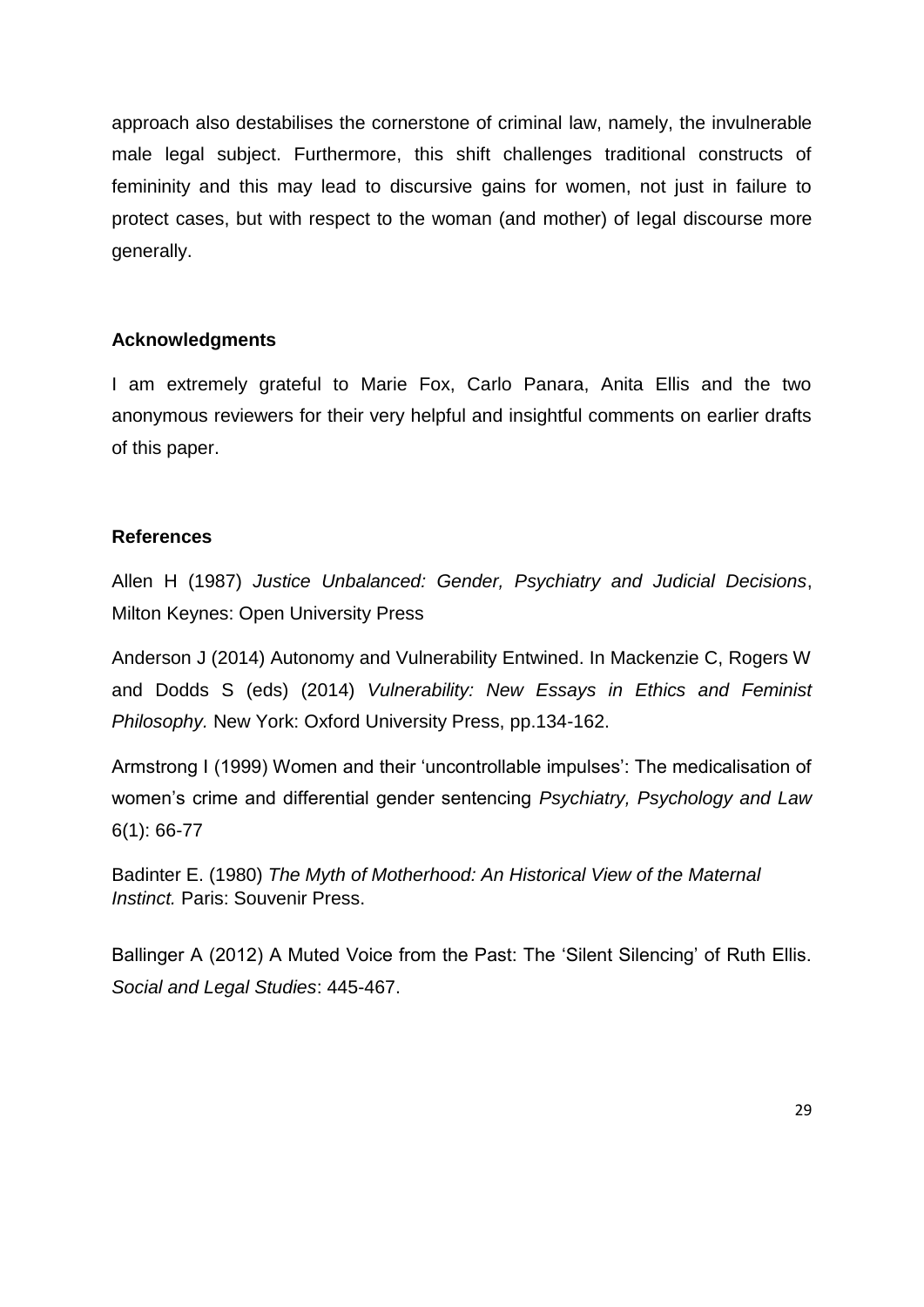approach also destabilises the cornerstone of criminal law, namely, the invulnerable male legal subject. Furthermore, this shift challenges traditional constructs of femininity and this may lead to discursive gains for women, not just in failure to protect cases, but with respect to the woman (and mother) of legal discourse more generally.

## Acknowledgments

I am extremely grateful to Marie Fox, Carlo Panara, Anita Ellis and the two anonymous reviewers for their very helpful and insightful comments on earlier drafts of this paper.

## References

Allen H (1987) *Justice Unbalanced: Gender, Psychiatry and Judicial Decisions*, Milton Keynes: Open University Press

Anderson J (2014) Autonomy and Vulnerability Entwined. In Mackenzie C, Rogers W and Dodds S (eds) (2014) *Vulnerability: New Essays in Ethics and Feminist Philosophy.* New York: Oxford University Press, pp.134-162.

Armstrong I (1999) Women and their 'uncontrollable impulses': The medicalisation of women's crime and differential gender sentencing *Psychiatry, Psychology and Law* 6(1): 66-77

Badinter E. (1980) *The Myth of Motherhood: An Historical View of the Maternal Instinct.* Paris: Souvenir Press.

Ballinger A (2012) A Muted Voice from the Past: The 'Silent Silencing' of Ruth Ellis. *Social and Legal Studies*: 445-467.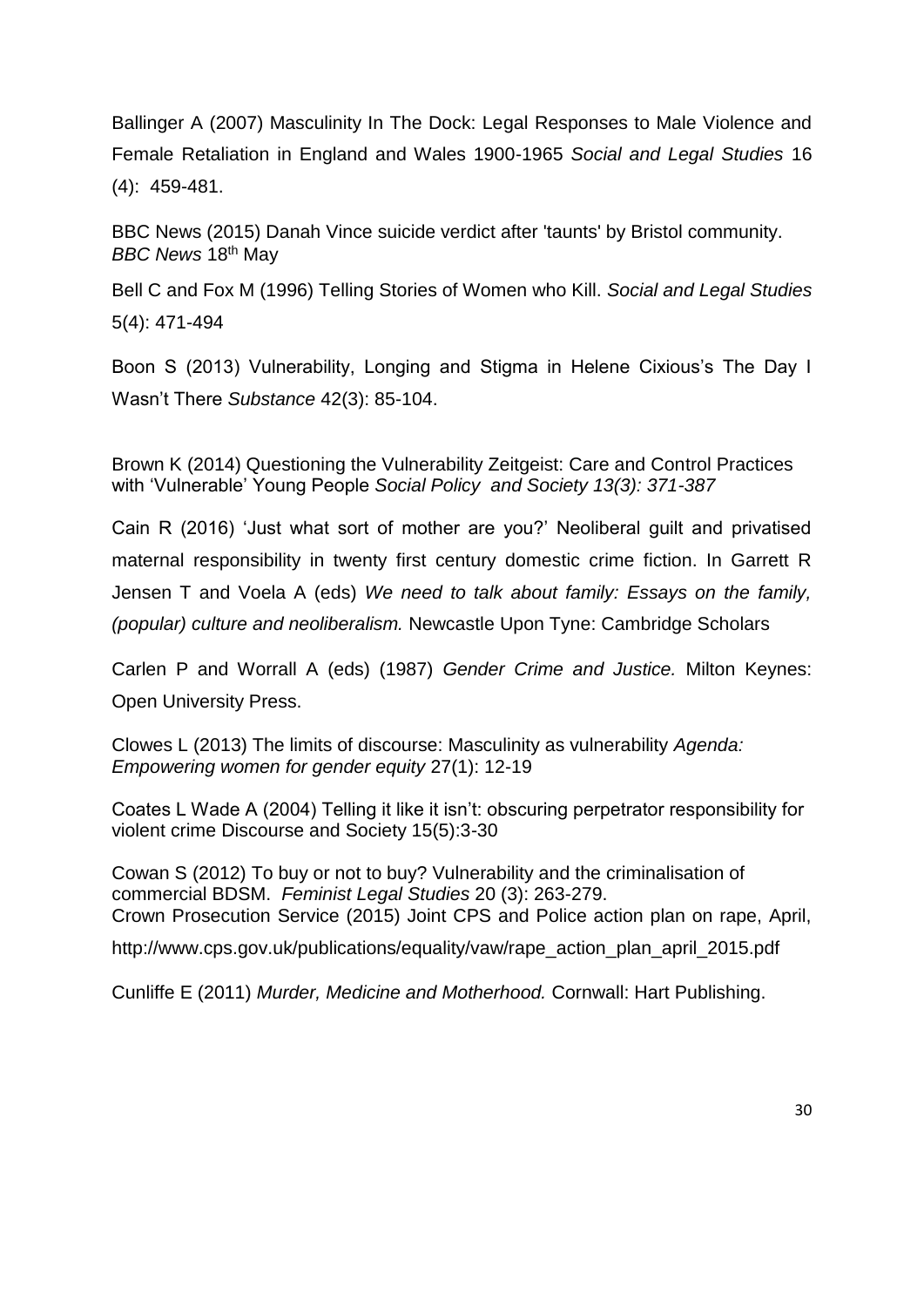Ballinger A (2007) Masculinity In The Dock: Legal Responses to Male Violence and Female Retaliation in England and Wales 1900-1965 *Social and Legal Studies* 16 (4): 459-481.

BBC News (2015) Danah Vince suicide verdict after 'taunts' by Bristol community. *BBC News* 18th May

Bell C and Fox M (1996) Telling Stories of Women who Kill. *Social and Legal Studies* 5(4): 471-494

Boon S (2013) Vulnerability, Longing and Stigma in Helene Cixious's The Day I Wasn't There *Substance* 42(3): 85-104.

Brown K (2014) Questioning the Vulnerability Zeitgeist: Care and Control Practices with 'Vulnerable' Young People *Social Policy and Society 13(3): 371-387*

Cain R (2016) 'Just what sort of mother are you?' Neoliberal guilt and privatised maternal responsibility in twenty first century domestic crime fiction. In Garrett R Jensen T and Voela A (eds) *We need to talk about family: Essays on the family, (popular) culture and neoliberalism.* Newcastle Upon Tyne: Cambridge Scholars

Carlen P and Worrall A (eds) (1987) *Gender Crime and Justice.* Milton Keynes: Open University Press.

Clowes L (2013) The limits of discourse: Masculinity as vulnerability *Agenda: Empowering women for gender equity* 27(1): 12-19

Coates L Wade A (2004) Telling it like it isn't: obscuring perpetrator responsibility for violent crime Discourse and Society 15(5):3-30

Cowan S (2012) To buy or not to buy? Vulnerability and the criminalisation of commercial BDSM. *Feminist Legal Studies* 20 (3): 263-279.

Crown Prosecution Service (2015) Joint CPS and Police action plan on rape, April, http://www.cps.gov.uk/publications/equality/vaw/rape_action_plan_april_2015.pdf

Cunliffe E (2011) *Murder, Medicine and Motherhood.* Cornwall: Hart Publishing.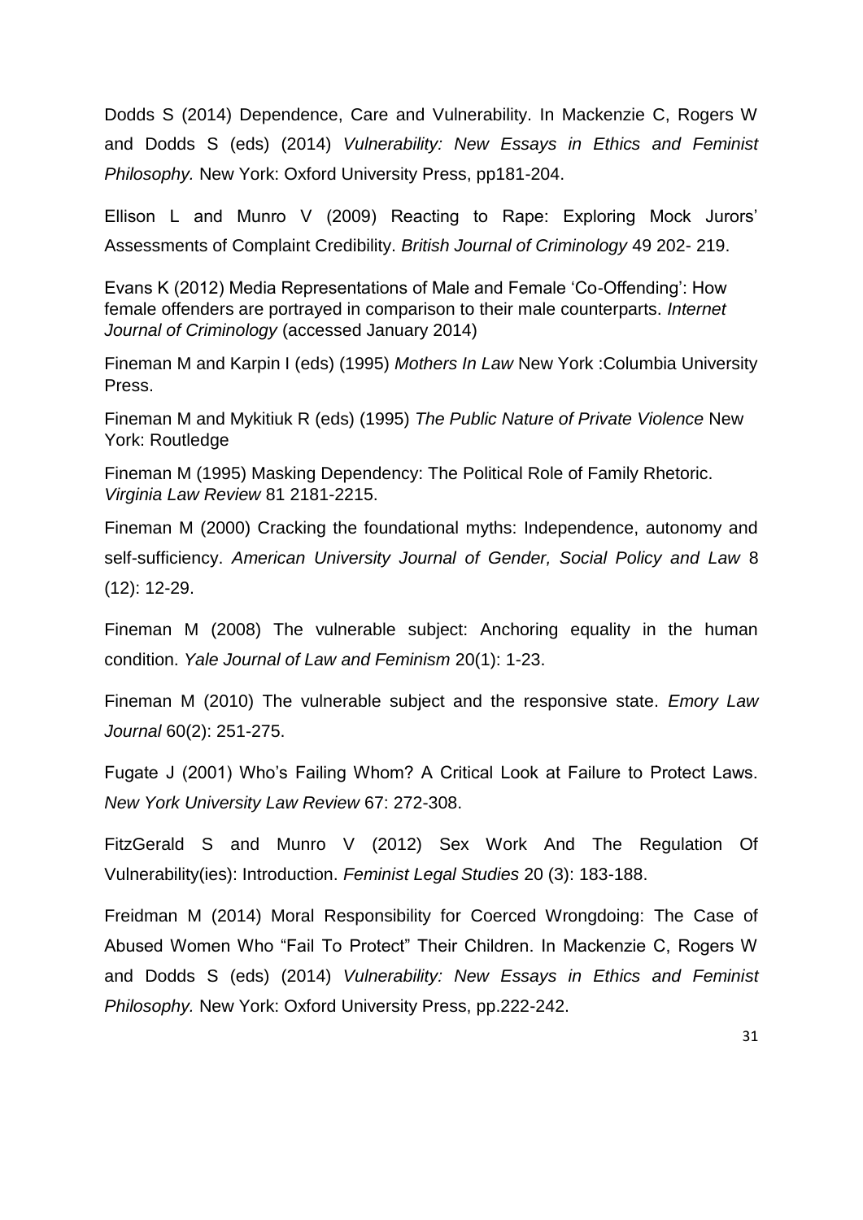Dodds S (2014) Dependence, Care and Vulnerability. In Mackenzie C, Rogers W and Dodds S (eds) (2014) *Vulnerability: New Essays in Ethics and Feminist Philosophy.* New York: Oxford University Press, pp181-204.

Ellison L and Munro V (2009) Reacting to Rape: Exploring Mock Jurors' Assessments of Complaint Credibility. *British Journal of Criminology* 49 202- 219.

Evans K (2012) Media Representations of Male and Female 'Co-Offending': How female offenders are portrayed in comparison to their male counterparts. *Internet Journal of Criminology* (accessed January 2014)

Fineman M and Karpin I (eds) (1995) *Mothers In Law* New York :Columbia University Press.

Fineman M and Mykitiuk R (eds) (1995) *The Public Nature of Private Violence* New York: Routledge

Fineman M (1995) Masking Dependency: The Political Role of Family Rhetoric. *Virginia Law Review* 81 2181-2215.

Fineman M (2000) Cracking the foundational myths: Independence, autonomy and self-sufficiency. *American University Journal of Gender, Social Policy and Law* 8 (12): 12-29.

Fineman M (2008) The vulnerable subject: Anchoring equality in the human condition. *Yale Journal of Law and Feminism* 20(1): 1-23.

Fineman M (2010) The vulnerable subject and the responsive state. *Emory Law Journal* 60(2): 251-275.

Fugate J (2001) Who's Failing Whom? A Critical Look at Failure to Protect Laws. *New York University Law Review* 67: 272-308.

FitzGerald S and Munro V (2012) Sex Work And The Regulation Of Vulnerability(ies): Introduction. *Feminist Legal Studies* 20 (3): 183-188.

Freidman M (2014) Moral Responsibility for Coerced Wrongdoing: The Case of Abused Women Who "Fail To Protect" Their Children. In Mackenzie C, Rogers W and Dodds S (eds) (2014) *Vulnerability: New Essays in Ethics and Feminist Philosophy.* New York: Oxford University Press, pp.222-242.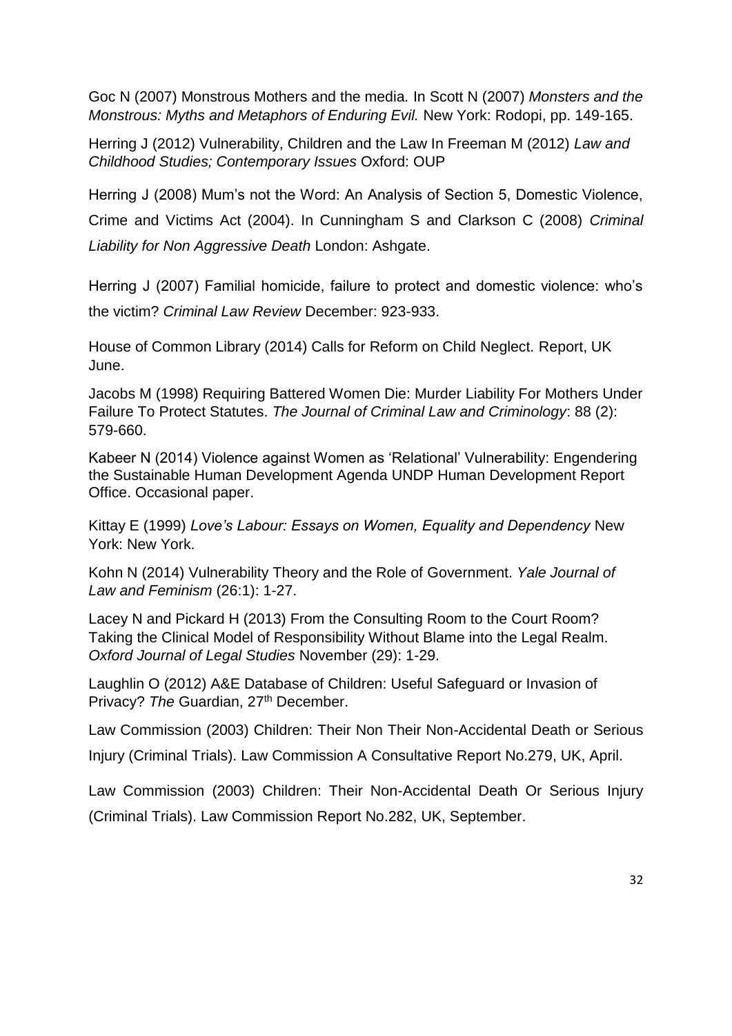Goc N (2007) Monstrous Mothers and the media*.* In Scott N (2007) *Monsters and the Monstrous: Myths and Metaphors of Enduring Evil.* New York: Rodopi, pp. 149-165.

Herring J (2012) Vulnerability, Children and the Law In Freeman M (2012) *Law and Childhood Studies; Contemporary Issues* Oxford: OUP

Herring J (2008) Mum's not the Word: An Analysis of Section 5, Domestic Violence, Crime and Victims Act (2004). In Cunningham S and Clarkson C (2008) *Criminal Liability for Non Aggressive Death* London: Ashgate.

Herring J (2007) Familial homicide, failure to protect and domestic violence: who's the victim? *Criminal Law Review* December: 923-933.

House of Common Library (2014) Calls for Reform on Child Neglect. Report, UK June.

Jacobs M (1998) Requiring Battered Women Die: Murder Liability For Mothers Under Failure To Protect Statutes. *The Journal of Criminal Law and Criminology*: 88 (2): 579-660.

Kabeer N (2014) Violence against Women as 'Relational' Vulnerability: Engendering the Sustainable Human Development Agenda UNDP Human Development Report Office. Occasional paper.

Kittay E (1999) *Love's Labour: Essays on Women, Equality and Dependency* New York: New York.

Kohn N (2014) Vulnerability Theory and the Role of Government. *Yale Journal of Law and Feminism* (26:1): 1-27.

Lacey N and Pickard H (2013) From the Consulting Room to the Court Room? Taking the Clinical Model of Responsibility Without Blame into the Legal Realm. *Oxford Journal of Legal Studies* November (29): 1-29.

Laughlin O (2012) A&E Database of Children: Useful Safeguard or Invasion of Privacy? *The* Guardian, 27th December.

Law Commission (2003) Children: Their Non Their Non-Accidental Death or Serious Injury (Criminal Trials). Law Commission A Consultative Report No.279, UK, April.

Law Commission (2003) Children: Their Non-Accidental Death Or Serious Injury (Criminal Trials). Law Commission Report No.282, UK, September.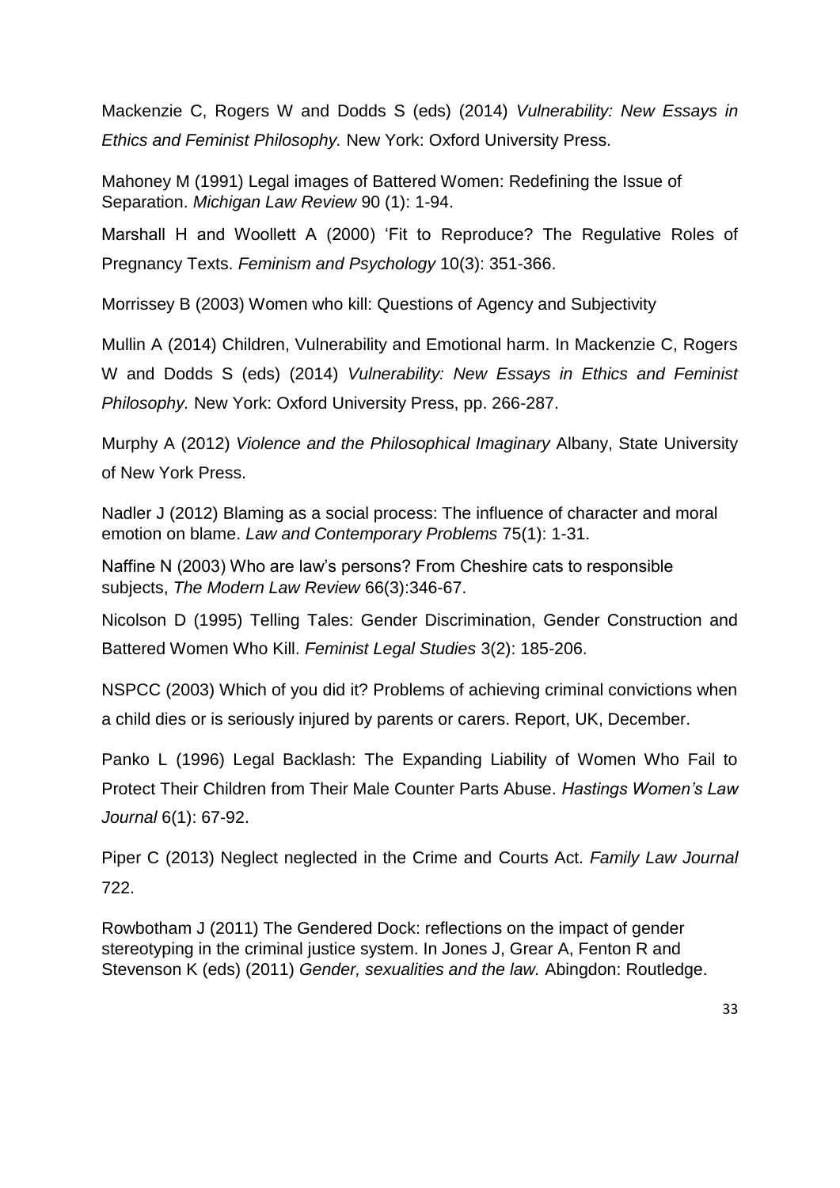Mackenzie C, Rogers W and Dodds S (eds) (2014) *Vulnerability: New Essays in Ethics and Feminist Philosophy.* New York: Oxford University Press.

Mahoney M (1991) Legal images of Battered Women: Redefining the Issue of Separation. *Michigan Law Review* 90 (1): 1-94.

Marshall H and Woollett A (2000) 'Fit to Reproduce? The Regulative Roles of Pregnancy Texts. *Feminism and Psychology* 10(3): 351-366.

Morrissey B (2003) Women who kill: Questions of Agency and Subjectivity

Mullin A (2014) Children, Vulnerability and Emotional harm. In Mackenzie C, Rogers W and Dodds S (eds) (2014) *Vulnerability: New Essays in Ethics and Feminist Philosophy.* New York: Oxford University Press, pp. 266-287.

Murphy A (2012) *Violence and the Philosophical Imaginary* Albany, State University of New York Press.

Nadler J (2012) Blaming as a social process: The influence of character and moral emotion on blame. *Law and Contemporary Problems* 75(1): 1-31.

Naffine N (2003) Who are law's persons? From Cheshire cats to responsible subjects, *The Modern Law Review* 66(3):346-67.

Nicolson D (1995) Telling Tales: Gender Discrimination, Gender Construction and Battered Women Who Kill. *Feminist Legal Studies* 3(2): 185-206.

NSPCC (2003) Which of you did it? Problems of achieving criminal convictions when a child dies or is seriously injured by parents or carers. Report, UK, December.

Panko L (1996) Legal Backlash: The Expanding Liability of Women Who Fail to Protect Their Children from Their Male Counter Parts Abuse. *Hastings Women's Law Journal* 6(1): 67-92.

Piper C (2013) Neglect neglected in the Crime and Courts Act. *Family Law Journal* 722.

Rowbotham J (2011) The Gendered Dock: reflections on the impact of gender stereotyping in the criminal justice system. In Jones J, Grear A, Fenton R and Stevenson K (eds) (2011) *Gender, sexualities and the law.* Abingdon: Routledge.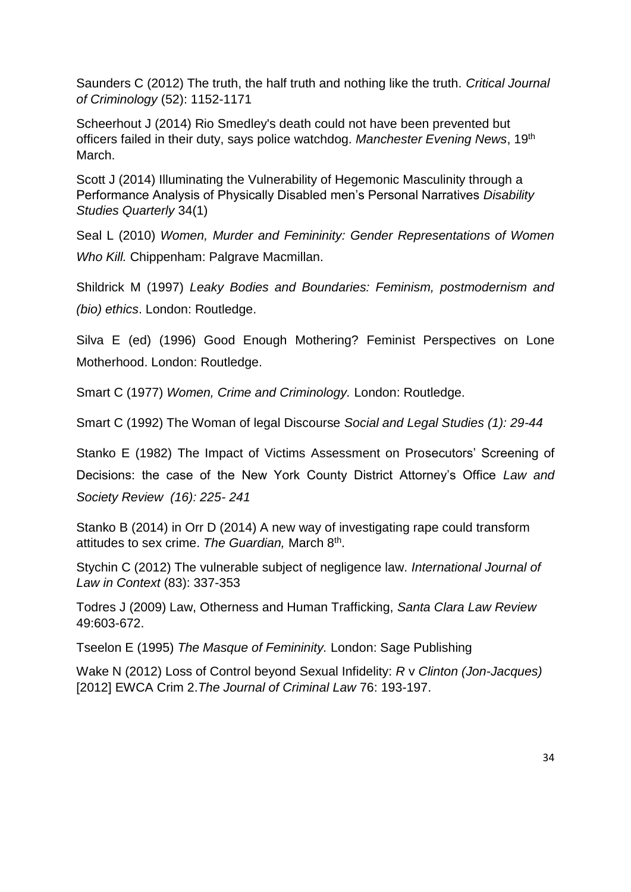Saunders C (2012) The truth, the half truth and nothing like the truth. *Critical Journal of Criminology* (52): 1152-1171

Scheerhout J (2014) Rio Smedley's death could not have been prevented but officers failed in their duty, says police watchdog. *Manchester Evening News*, 19th March.

Scott J (2014) Illuminating the Vulnerability of Hegemonic Masculinity through a Performance Analysis of Physically Disabled men's Personal Narratives *Disability Studies Quarterly* 34(1)

Seal L (2010) *Women, Murder and Femininity: Gender Representations of Women Who Kill.* Chippenham: Palgrave Macmillan.

Shildrick M (1997) *Leaky Bodies and Boundaries: Feminism, postmodernism and (bio) ethics*. London: Routledge.

Silva E (ed) (1996) Good Enough Mothering? Feminist Perspectives on Lone Motherhood. London: Routledge.

Smart C (1977) *Women, Crime and Criminology.* London: Routledge.

Smart C (1992) The Woman of legal Discourse *Social and Legal Studies (1): 29-44*

Stanko E (1982) The Impact of Victims Assessment on Prosecutors' Screening of Decisions: the case of the New York County District Attorney's Office *Law and Society Review (16): 225- 241*

Stanko B (2014) in Orr D (2014) A new way of investigating rape could transform attitudes to sex crime. *The Guardian,* March 8th.

Stychin C (2012) The vulnerable subject of negligence law. *International Journal of Law in Context* (83): 337-353

Todres J (2009) Law, Otherness and Human Trafficking, *Santa Clara Law Review* 49:603-672.

Tseelon E (1995) *The Masque of Femininity.* London: Sage Publishing

Wake N (2012) Loss of Control beyond Sexual Infidelity: *R* v *Clinton (Jon-Jacques)* [2012] EWCA Crim 2.*The Journal of Criminal Law* 76: 193-197.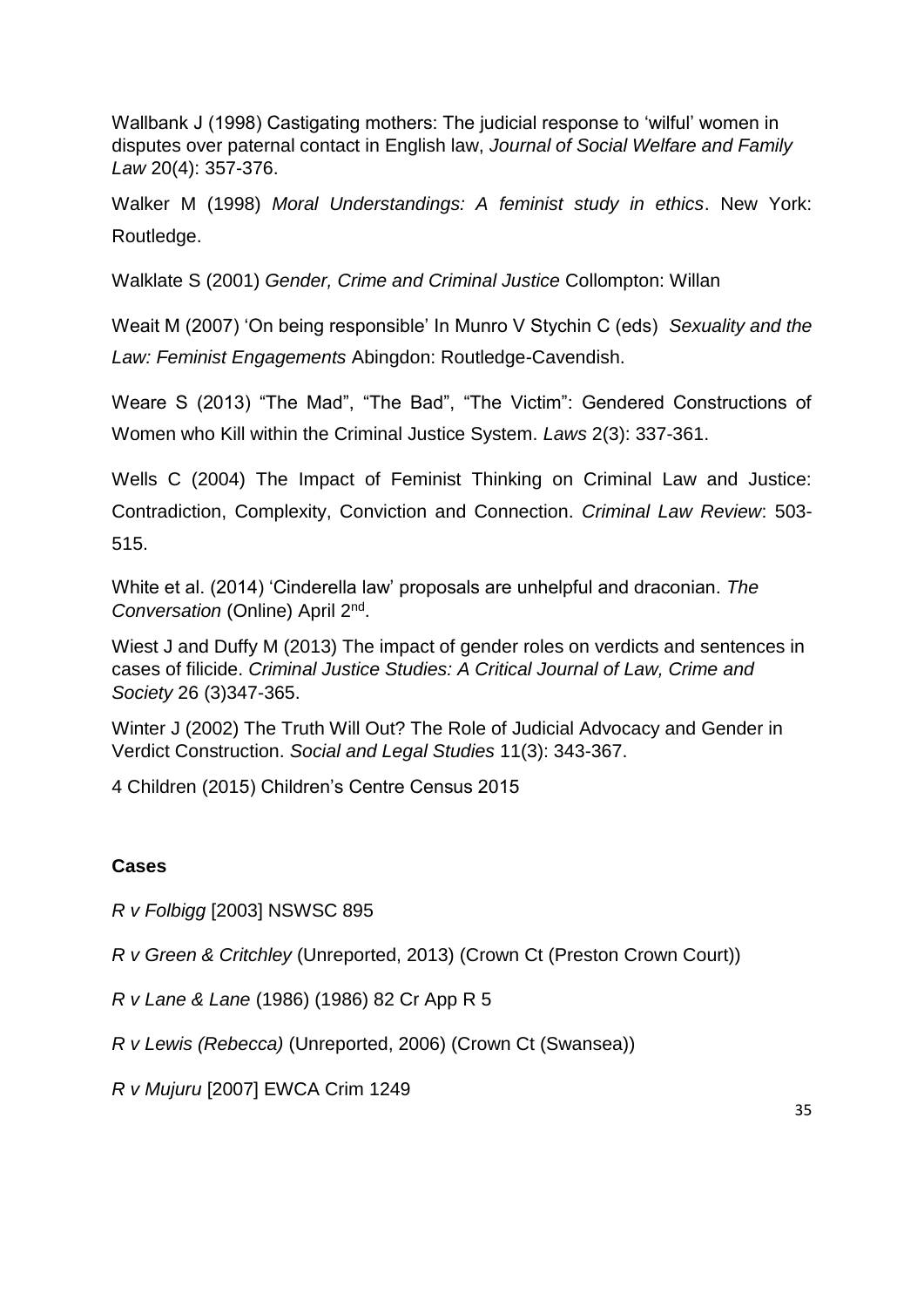Wallbank J (1998) Castigating mothers: The judicial response to 'wilful' women in disputes over paternal contact in English law, *Journal of Social Welfare and Family Law* 20(4): 357-376.

Walker M (1998) *Moral Understandings: A feminist study in ethics*. New York: Routledge.

Walklate S (2001) *Gender, Crime and Criminal Justice* Collompton: Willan

Weait M (2007) 'On being responsible' In Munro V Stychin C (eds) *Sexuality and the Law: Feminist Engagements* Abingdon: Routledge-Cavendish.

Weare S (2013) "The Mad", "The Bad", "The Victim": Gendered Constructions of Women who Kill within the Criminal Justice System. *Laws* 2(3): 337-361.

Wells C (2004) The Impact of Feminist Thinking on Criminal Law and Justice: Contradiction, Complexity, Conviction and Connection. *Criminal Law Review*: 503-515.

White et al. (2014) 'Cinderella law' proposals are unhelpful and draconian. *The Conversation* (Online) April 2nd.

Wiest J and Duffy M (2013) The impact of gender roles on verdicts and sentences in cases of filicide. *Criminal Justice Studies: A Critical Journal of Law, Crime and Society* 26 (3)347-365.

Winter J (2002) The Truth Will Out? The Role of Judicial Advocacy and Gender in Verdict Construction. *Social and Legal Studies* 11(3): 343-367.

4 Children (2015) Children's Centre Census 2015

**Cases**

*R v Folbigg* [2003] NSWSC 895

*R v Green & Critchley* (Unreported, 2013) (Crown Ct (Preston Crown Court))

*R v Lane & Lane* (1986) (1986) 82 Cr App R 5

*R v Lewis (Rebecca)* (Unreported, 2006) (Crown Ct (Swansea))

*R v Mujuru* [2007] EWCA Crim 1249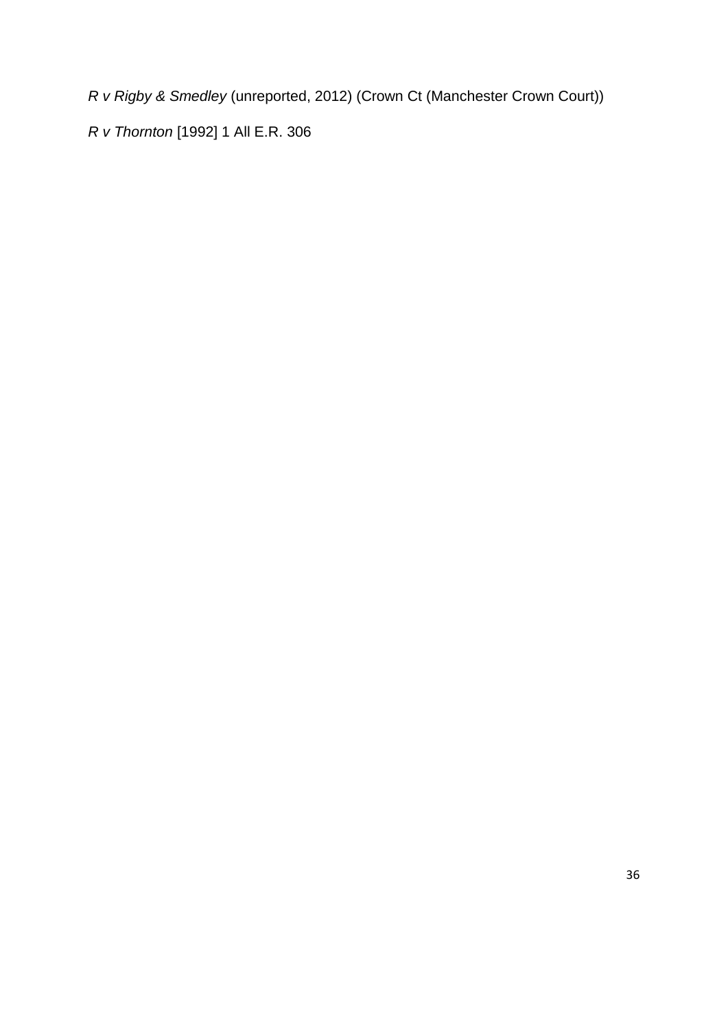*R v Rigby & Smedley* (unreported, 2012) (Crown Ct (Manchester Crown Court))

*R v Thornton* [1992] 1 All E.R. 306